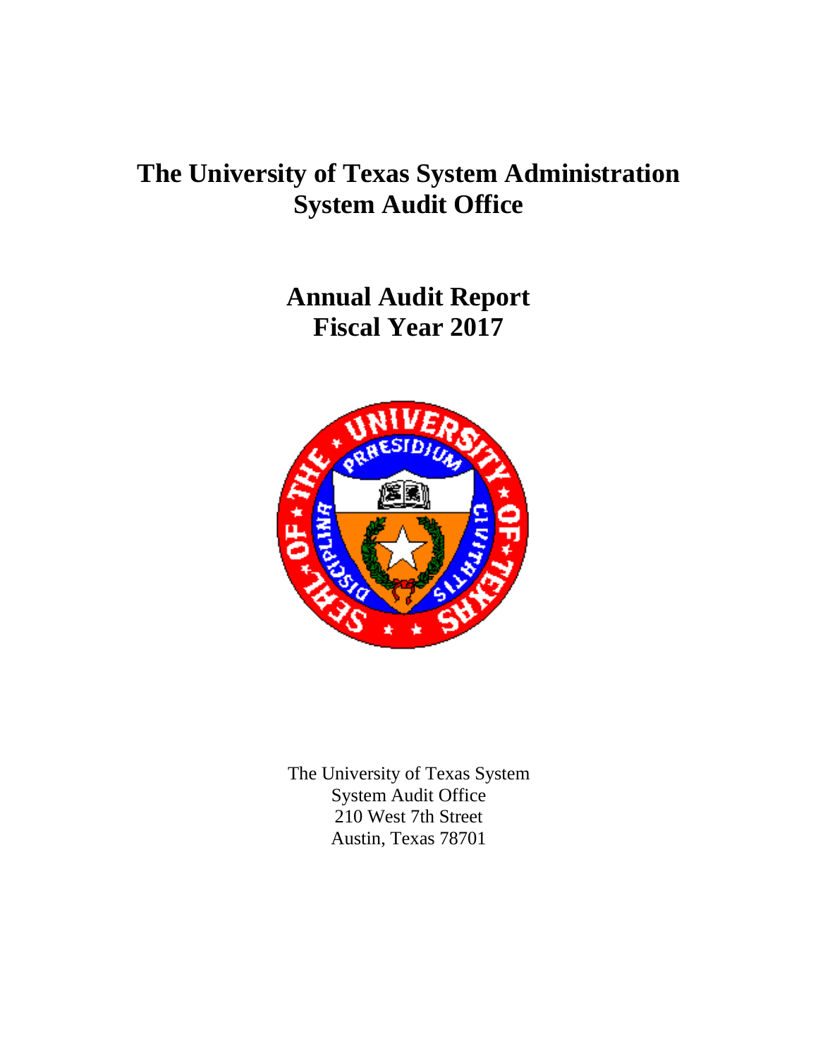# The University of Texas System Administration System Audit Office

## Annual Audit Report Fiscal Year 2017

The University of Texas System
System Audit Office
210 West 7th Street
Austin, Texas 78701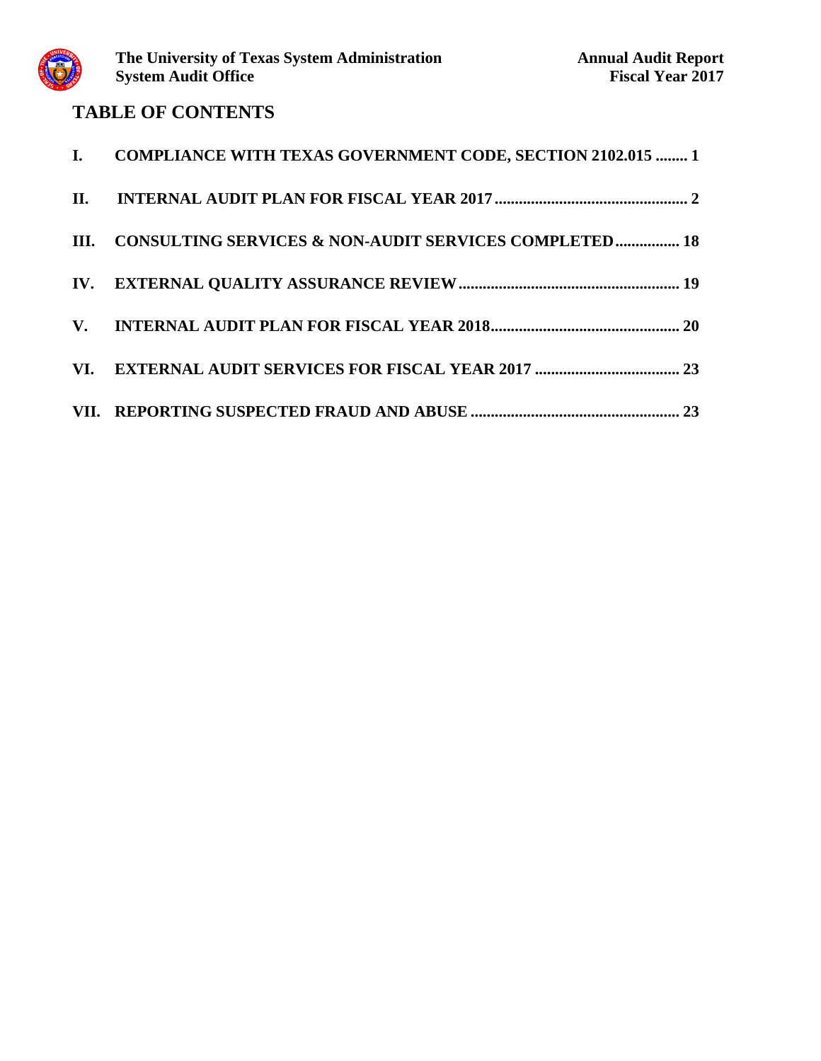# TABLE OF CONTENTS

I. COMPLIANCE WITH TEXAS GOVERNMENT CODE, SECTION 2102.015 ........ 1

II. INTERNAL AUDIT PLAN FOR FISCAL YEAR 2017 ................................................ 2

III. CONSULTING SERVICES & NON-AUDIT SERVICES COMPLETED................ 18

IV. EXTERNAL QUALITY ASSURANCE REVIEW....................................................... 19

V. INTERNAL AUDIT PLAN FOR FISCAL YEAR 2018............................................... 20

VI. EXTERNAL AUDIT SERVICES FOR FISCAL YEAR 2017 .................................... 23

VII. REPORTING SUSPECTED FRAUD AND ABUSE .................................................... 23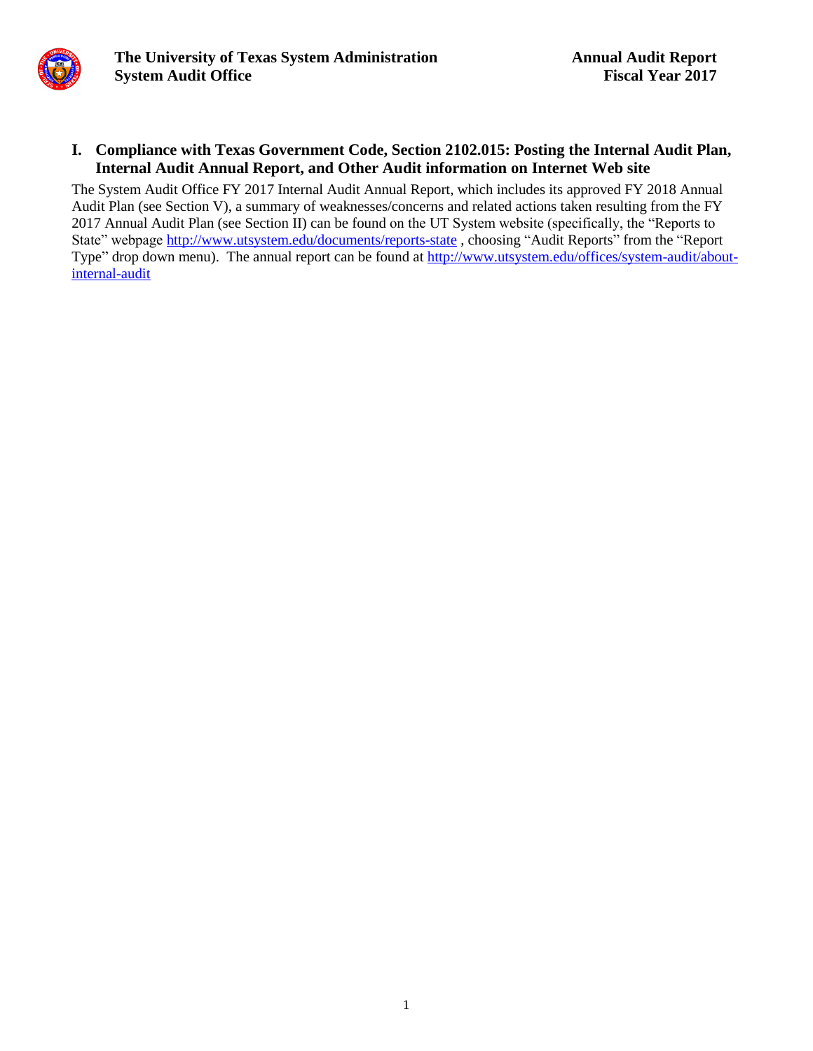## I. Compliance with Texas Government Code, Section 2102.015: Posting the Internal Audit Plan, Internal Audit Annual Report, and Other Audit information on Internet Web site

The System Audit Office FY 2017 Internal Audit Annual Report, which includes its approved FY 2018 Annual Audit Plan (see Section V), a summary of weaknesses/concerns and related actions taken resulting from the FY 2017 Annual Audit Plan (see Section II) can be found on the UT System website (specifically, the "Reports to State" webpage [http://www.utsystem.edu/documents/reports-state](http://www.utsystem.edu/documents/reports-state) , choosing "Audit Reports" from the "Report Type" drop down menu). The annual report can be found at [http://www.utsystem.edu/offices/system-audit/about-internal-audit](http://www.utsystem.edu/offices/system-audit/about-internal-audit)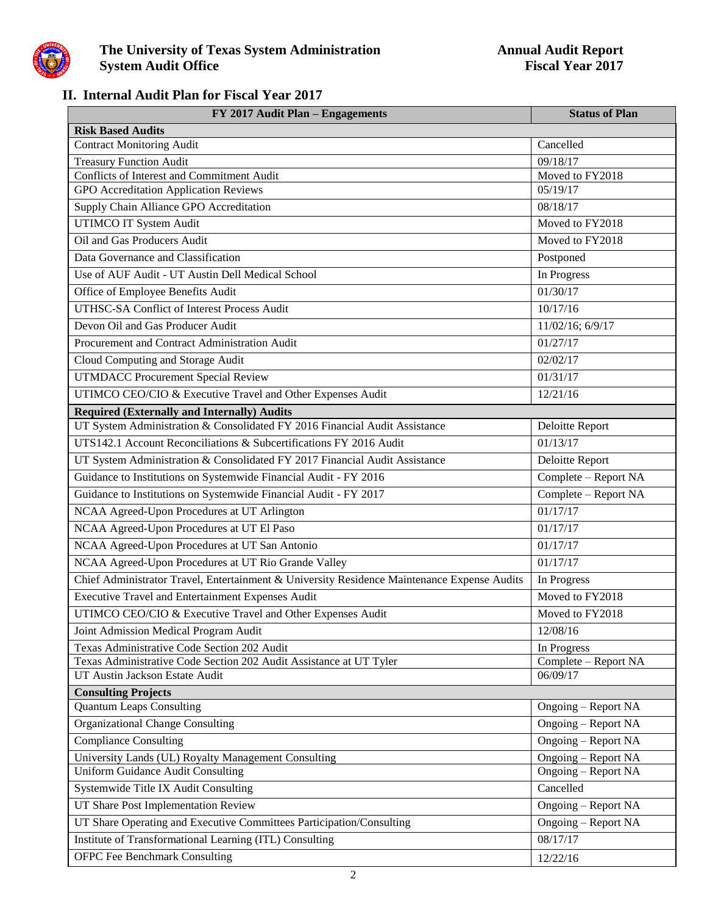## II. Internal Audit Plan for Fiscal Year 2017

| FY 2017 Audit Plan – Engagements | Status of Plan |
|---|---|
| **Risk Based Audits** | |
| Contract Monitoring Audit | Cancelled |
| Treasury Function Audit | 09/18/17 |
| Conflicts of Interest and Commitment Audit | Moved to FY2018 |
| GPO Accreditation Application Reviews | 05/19/17 |
| Supply Chain Alliance GPO Accreditation | 08/18/17 |
| UTIMCO IT System Audit | Moved to FY2018 |
| Oil and Gas Producers Audit | Moved to FY2018 |
| Data Governance and Classification | Postponed |
| Use of AUF Audit - UT Austin Dell Medical School | In Progress |
| Office of Employee Benefits Audit | 01/30/17 |
| UTHSC-SA Conflict of Interest Process Audit | 10/17/16 |
| Devon Oil and Gas Producer Audit | 11/02/16; 6/9/17 |
| Procurement and Contract Administration Audit | 01/27/17 |
| Cloud Computing and Storage Audit | 02/02/17 |
| UTMDACC Procurement Special Review | 01/31/17 |
| UTIMCO CEO/CIO & Executive Travel and Other Expenses Audit | 12/21/16 |
| **Required (Externally and Internally) Audits** | |
| UT System Administration & Consolidated FY 2016 Financial Audit Assistance | Deloitte Report |
| UTS142.1 Account Reconciliations & Subcertifications FY 2016 Audit | 01/13/17 |
| UT System Administration & Consolidated FY 2017 Financial Audit Assistance | Deloitte Report |
| Guidance to Institutions on Systemwide Financial Audit - FY 2016 | Complete – Report NA |
| Guidance to Institutions on Systemwide Financial Audit - FY 2017 | Complete – Report NA |
| NCAA Agreed-Upon Procedures at UT Arlington | 01/17/17 |
| NCAA Agreed-Upon Procedures at UT El Paso | 01/17/17 |
| NCAA Agreed-Upon Procedures at UT San Antonio | 01/17/17 |
| NCAA Agreed-Upon Procedures at UT Rio Grande Valley | 01/17/17 |
| Chief Administrator Travel, Entertainment & University Residence Maintenance Expense Audits | In Progress |
| Executive Travel and Entertainment Expenses Audit | Moved to FY2018 |
| UTIMCO CEO/CIO & Executive Travel and Other Expenses Audit | Moved to FY2018 |
| Joint Admission Medical Program Audit | 12/08/16 |
| Texas Administrative Code Section 202 Audit | In Progress |
| Texas Administrative Code Section 202 Audit Assistance at UT Tyler | Complete – Report NA |
| UT Austin Jackson Estate Audit | 06/09/17 |
| **Consulting Projects** | |
| Quantum Leaps Consulting | Ongoing – Report NA |
| Organizational Change Consulting | Ongoing – Report NA |
| Compliance Consulting | Ongoing – Report NA |
| University Lands (UL) Royalty Management Consulting | Ongoing – Report NA |
| Uniform Guidance Audit Consulting | Ongoing – Report NA |
| Systemwide Title IX Audit Consulting | Cancelled |
| UT Share Post Implementation Review | Ongoing – Report NA |
| UT Share Operating and Executive Committees Participation/Consulting | Ongoing – Report NA |
| Institute of Transformational Learning (ITL) Consulting | 08/17/17 |
| OFPC Fee Benchmark Consulting | 12/22/16 |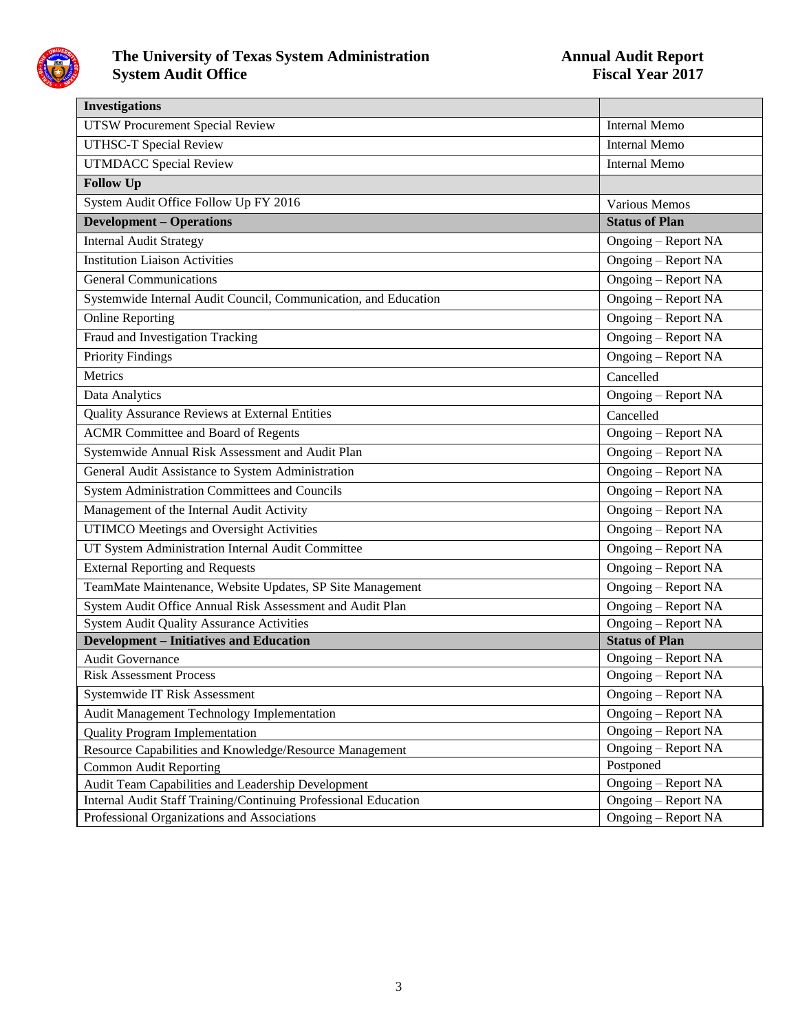| **Investigations** | |
| --- | --- |
| UTSW Procurement Special Review | Internal Memo |
| UTHSC-T Special Review | Internal Memo |
| UTMDACC Special Review | Internal Memo |
| **Follow Up** | |
| System Audit Office Follow Up FY 2016 | Various Memos |
| **Development – Operations** | **Status of Plan** |
| Internal Audit Strategy | Ongoing – Report NA |
| Institution Liaison Activities | Ongoing – Report NA |
| General Communications | Ongoing – Report NA |
| Systemwide Internal Audit Council, Communication, and Education | Ongoing – Report NA |
| Online Reporting | Ongoing – Report NA |
| Fraud and Investigation Tracking | Ongoing – Report NA |
| Priority Findings | Ongoing – Report NA |
| Metrics | Cancelled |
| Data Analytics | Ongoing – Report NA |
| Quality Assurance Reviews at External Entities | Cancelled |
| ACMR Committee and Board of Regents | Ongoing – Report NA |
| Systemwide Annual Risk Assessment and Audit Plan | Ongoing – Report NA |
| General Audit Assistance to System Administration | Ongoing – Report NA |
| System Administration Committees and Councils | Ongoing – Report NA |
| Management of the Internal Audit Activity | Ongoing – Report NA |
| UTIMCO Meetings and Oversight Activities | Ongoing – Report NA |
| UT System Administration Internal Audit Committee | Ongoing – Report NA |
| External Reporting and Requests | Ongoing – Report NA |
| TeamMate Maintenance, Website Updates, SP Site Management | Ongoing – Report NA |
| System Audit Office Annual Risk Assessment and Audit Plan | Ongoing – Report NA |
| System Audit Quality Assurance Activities | Ongoing – Report NA |
| **Development – Initiatives and Education** | **Status of Plan** |
| Audit Governance | Ongoing – Report NA |
| Risk Assessment Process | Ongoing – Report NA |
| Systemwide IT Risk Assessment | Ongoing – Report NA |
| Audit Management Technology Implementation | Ongoing – Report NA |
| Quality Program Implementation | Ongoing – Report NA |
| Resource Capabilities and Knowledge/Resource Management | Ongoing – Report NA |
| Common Audit Reporting | Postponed |
| Audit Team Capabilities and Leadership Development | Ongoing – Report NA |
| Internal Audit Staff Training/Continuing Professional Education | Ongoing – Report NA |
| Professional Organizations and Associations | Ongoing – Report NA |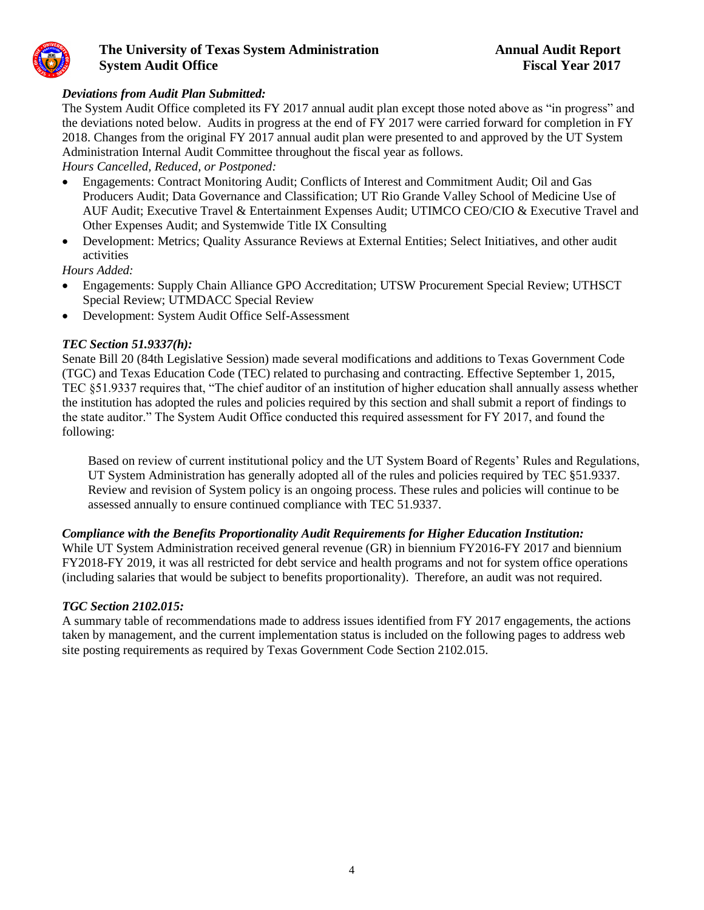### *Deviations from Audit Plan Submitted:*

The System Audit Office completed its FY 2017 annual audit plan except those noted above as "in progress" and the deviations noted below. Audits in progress at the end of FY 2017 were carried forward for completion in FY 2018. Changes from the original FY 2017 annual audit plan were presented to and approved by the UT System Administration Internal Audit Committee throughout the fiscal year as follows.

*Hours Cancelled, Reduced, or Postponed:*

- Engagements: Contract Monitoring Audit; Conflicts of Interest and Commitment Audit; Oil and Gas Producers Audit; Data Governance and Classification; UT Rio Grande Valley School of Medicine Use of AUF Audit; Executive Travel & Entertainment Expenses Audit; UTIMCO CEO/CIO & Executive Travel and Other Expenses Audit; and Systemwide Title IX Consulting
- Development: Metrics; Quality Assurance Reviews at External Entities; Select Initiatives, and other audit activities

*Hours Added:*

- Engagements: Supply Chain Alliance GPO Accreditation; UTSW Procurement Special Review; UTHSCT Special Review; UTMDACC Special Review
- Development: System Audit Office Self-Assessment

### *TEC Section 51.9337(h):*

Senate Bill 20 (84th Legislative Session) made several modifications and additions to Texas Government Code (TGC) and Texas Education Code (TEC) related to purchasing and contracting. Effective September 1, 2015, TEC §51.9337 requires that, "The chief auditor of an institution of higher education shall annually assess whether the institution has adopted the rules and policies required by this section and shall submit a report of findings to the state auditor." The System Audit Office conducted this required assessment for FY 2017, and found the following:

> Based on review of current institutional policy and the UT System Board of Regents' Rules and Regulations, UT System Administration has generally adopted all of the rules and policies required by TEC §51.9337. Review and revision of System policy is an ongoing process. These rules and policies will continue to be assessed annually to ensure continued compliance with TEC 51.9337.

### *Compliance with the Benefits Proportionality Audit Requirements for Higher Education Institution:*

While UT System Administration received general revenue (GR) in biennium FY2016-FY 2017 and biennium FY2018-FY 2019, it was all restricted for debt service and health programs and not for system office operations (including salaries that would be subject to benefits proportionality). Therefore, an audit was not required.

### *TGC Section 2102.015:*

A summary table of recommendations made to address issues identified from FY 2017 engagements, the actions taken by management, and the current implementation status is included on the following pages to address web site posting requirements as required by Texas Government Code Section 2102.015.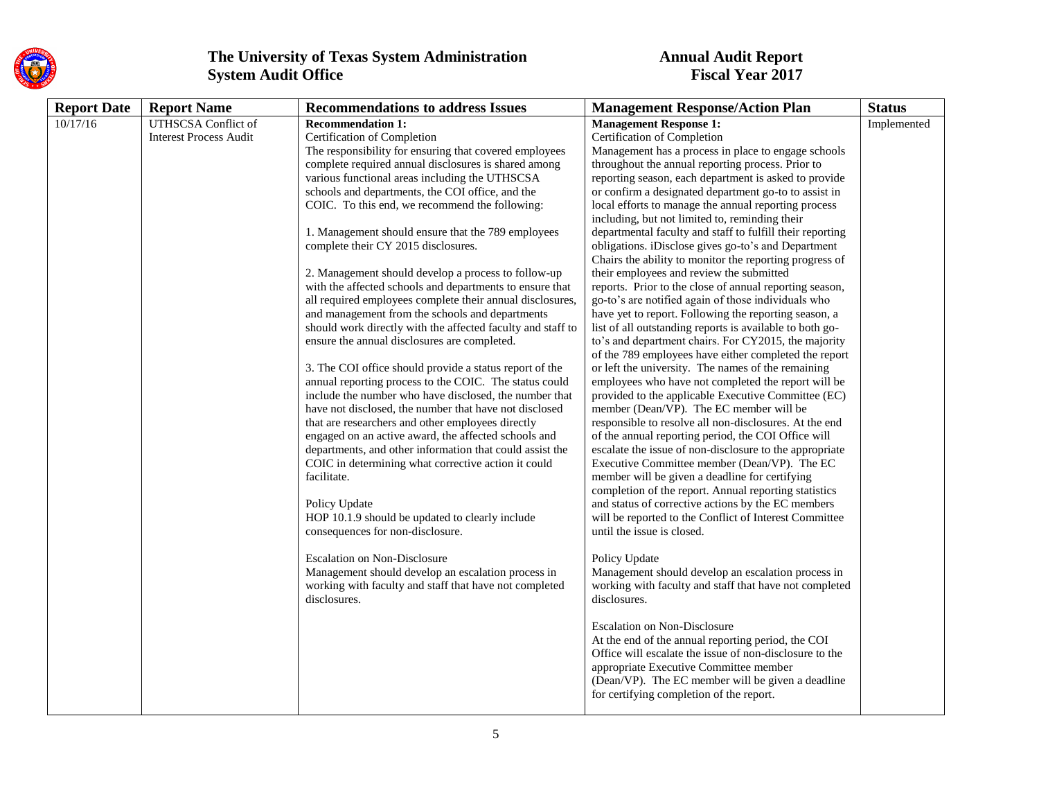# The University of Texas System Administration System Audit Office

## Annual Audit Report Fiscal Year 2017

| Report Date | Report Name | Recommendations to address Issues | Management Response/Action Plan | Status |
|---|---|---|---|---|
| 10/17/16 | UTHSCSA Conflict of Interest Process Audit | **Recommendation 1:**<br>Certification of Completion<br>The responsibility for ensuring that covered employees complete required annual disclosures is shared among various functional areas including the UTHSCSA schools and departments, the COI office, and the COIC. To this end, we recommend the following:<br><br>1. Management should ensure that the 789 employees complete their CY 2015 disclosures.<br><br>2. Management should develop a process to follow-up with the affected schools and departments to ensure that all required employees complete their annual disclosures, and management from the schools and departments should work directly with the affected faculty and staff to ensure the annual disclosures are completed.<br><br>3. The COI office should provide a status report of the annual reporting process to the COIC. The status could include the number who have disclosed, the number that have not disclosed, the number that have not disclosed that are researchers and other employees directly engaged on an active award, the affected schools and departments, and other information that could assist the COIC in determining what corrective action it could facilitate.<br><br>Policy Update<br>HOP 10.1.9 should be updated to clearly include consequences for non-disclosure.<br><br>Escalation on Non-Disclosure<br>Management should develop an escalation process in working with faculty and staff that have not completed disclosures. | **Management Response 1:**<br>Certification of Completion<br>Management has a process in place to engage schools throughout the annual reporting process. Prior to reporting season, each department is asked to provide or confirm a designated department go-to to assist in local efforts to manage the annual reporting process including, but not limited to, reminding their departmental faculty and staff to fulfill their reporting obligations. iDisclose gives go-to's and Department Chairs the ability to monitor the reporting progress of their employees and review the submitted reports. Prior to the close of annual reporting season, go-to's are notified again of those individuals who have yet to report. Following the reporting season, a list of all outstanding reports is available to both go-to's and department chairs. For CY2015, the majority of the 789 employees have either completed the report or left the university. The names of the remaining employees who have not completed the report will be provided to the applicable Executive Committee (EC) member (Dean/VP). The EC member will be responsible to resolve all non-disclosures. At the end of the annual reporting period, the COI Office will escalate the issue of non-disclosure to the appropriate Executive Committee member (Dean/VP). The EC member will be given a deadline for certifying completion of the report. Annual reporting statistics and status of corrective actions by the EC members will be reported to the Conflict of Interest Committee until the issue is closed.<br><br>Policy Update<br>Management should develop an escalation process in working with faculty and staff that have not completed disclosures.<br><br>Escalation on Non-Disclosure<br>At the end of the annual reporting period, the COI Office will escalate the issue of non-disclosure to the appropriate Executive Committee member (Dean/VP). The EC member will be given a deadline for certifying completion of the report. | Implemented |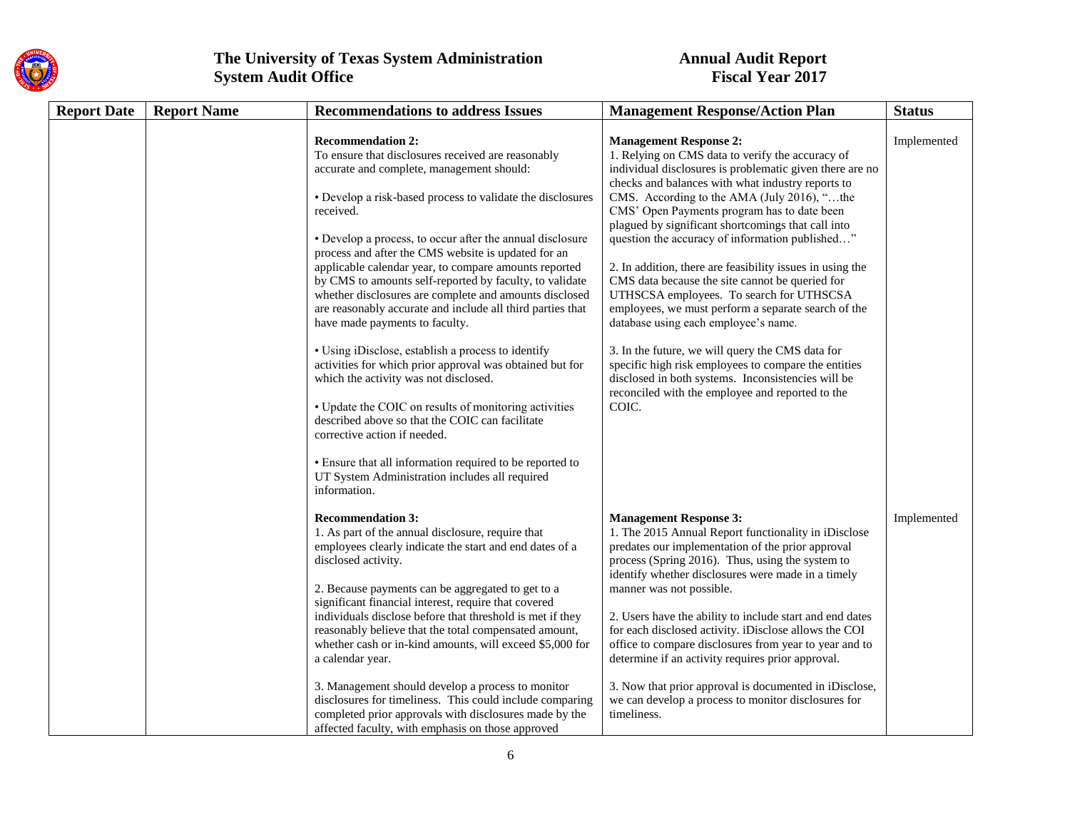| Report Date | Report Name | Recommendations to address Issues | Management Response/Action Plan | Status |
|---|---|---|---|---|
| | | **Recommendation 2:**<br>To ensure that disclosures received are reasonably accurate and complete, management should:<br><br>• Develop a risk-based process to validate the disclosures received.<br><br>• Develop a process, to occur after the annual disclosure process and after the CMS website is updated for an applicable calendar year, to compare amounts reported by CMS to amounts self-reported by faculty, to validate whether disclosures are complete and amounts disclosed are reasonably accurate and include all third parties that have made payments to faculty.<br><br>• Using iDisclose, establish a process to identify activities for which prior approval was obtained but for which the activity was not disclosed.<br><br>• Update the COIC on results of monitoring activities described above so that the COIC can facilitate corrective action if needed.<br><br>• Ensure that all information required to be reported to UT System Administration includes all required information. | **Management Response 2:**<br>1. Relying on CMS data to verify the accuracy of individual disclosures is problematic given there are no checks and balances with what industry reports to CMS. According to the AMA (July 2016), "…the CMS' Open Payments program has to date been plagued by significant shortcomings that call into question the accuracy of information published…"<br><br>2. In addition, there are feasibility issues in using the CMS data because the site cannot be queried for UTHSCSA employees. To search for UTHSCSA employees, we must perform a separate search of the database using each employee's name.<br><br>3. In the future, we will query the CMS data for specific high risk employees to compare the entities disclosed in both systems. Inconsistencies will be reconciled with the employee and reported to the COIC. | Implemented |
| | | **Recommendation 3:**<br>1. As part of the annual disclosure, require that employees clearly indicate the start and end dates of a disclosed activity.<br><br>2. Because payments can be aggregated to get to a significant financial interest, require that covered individuals disclose before that threshold is met if they reasonably believe that the total compensated amount, whether cash or in-kind amounts, will exceed $5,000 for a calendar year.<br><br>3. Management should develop a process to monitor disclosures for timeliness. This could include comparing completed prior approvals with disclosures made by the affected faculty, with emphasis on those approved | **Management Response 3:**<br>1. The 2015 Annual Report functionality in iDisclose predates our implementation of the prior approval process (Spring 2016). Thus, using the system to identify whether disclosures were made in a timely manner was not possible.<br><br>2. Users have the ability to include start and end dates for each disclosed activity. iDisclose allows the COI office to compare disclosures from year to year and to determine if an activity requires prior approval.<br><br>3. Now that prior approval is documented in iDisclose, we can develop a process to monitor disclosures for timeliness. | Implemented |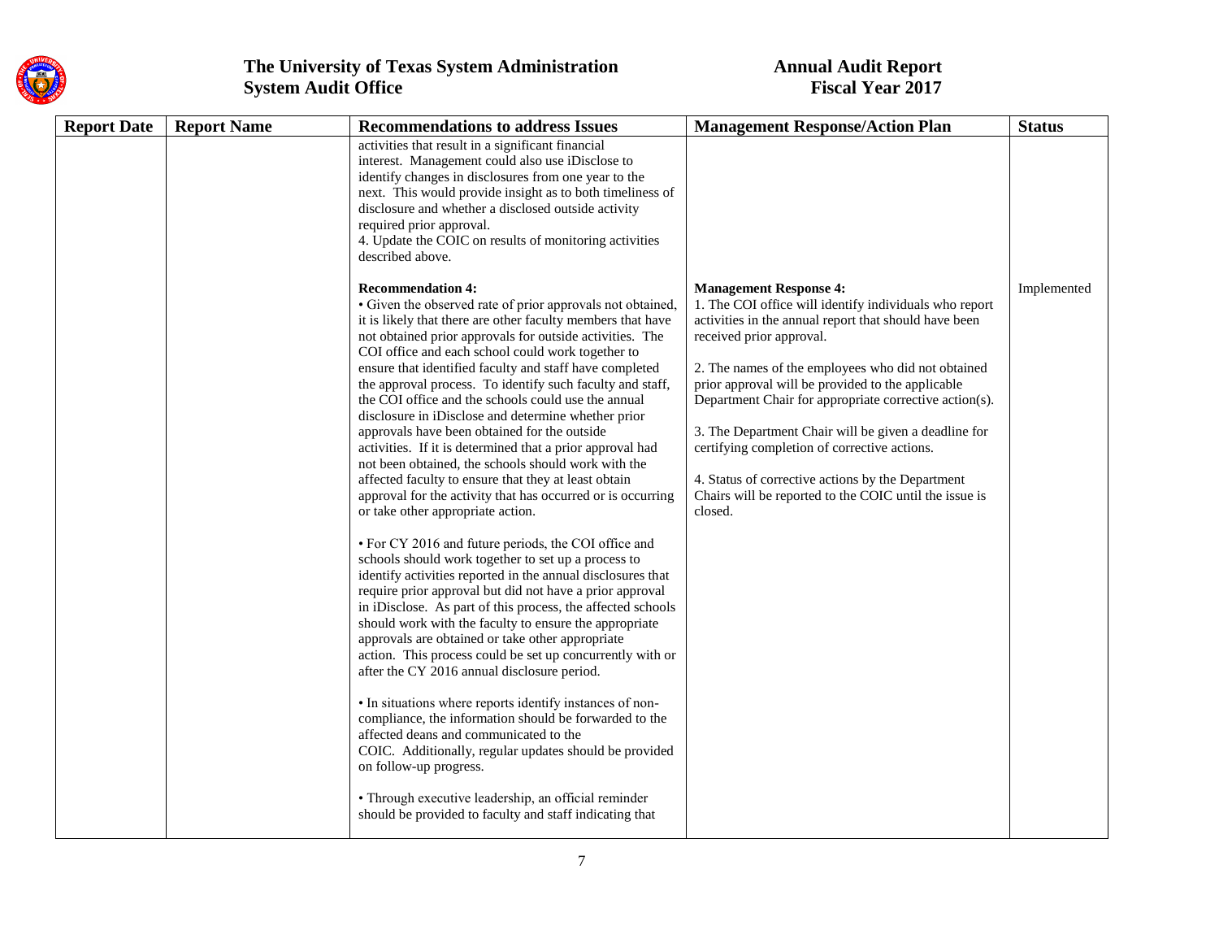| Report Date | Report Name | Recommendations to address Issues | Management Response/Action Plan | Status |
|---|---|---|---|---|
| | | activities that result in a significant financial interest. Management could also use iDisclose to identify changes in disclosures from one year to the next. This would provide insight as to both timeliness of disclosure and whether a disclosed outside activity required prior approval.<br>4. Update the COIC on results of monitoring activities described above. | | |
| | | **Recommendation 4:**<br>• Given the observed rate of prior approvals not obtained, it is likely that there are other faculty members that have not obtained prior approvals for outside activities. The COI office and each school could work together to ensure that identified faculty and staff have completed the approval process. To identify such faculty and staff, the COI office and the schools could use the annual disclosure in iDisclose and determine whether prior approvals have been obtained for the outside activities. If it is determined that a prior approval had not been obtained, the schools should work with the affected faculty to ensure that they at least obtain approval for the activity that has occurred or is occurring or take other appropriate action.<br><br>• For CY 2016 and future periods, the COI office and schools should work together to set up a process to identify activities reported in the annual disclosures that require prior approval but did not have a prior approval in iDisclose. As part of this process, the affected schools should work with the faculty to ensure the appropriate approvals are obtained or take other appropriate action. This process could be set up concurrently with or after the CY 2016 annual disclosure period.<br><br>• In situations where reports identify instances of non-compliance, the information should be forwarded to the affected deans and communicated to the COIC. Additionally, regular updates should be provided on follow-up progress.<br><br>• Through executive leadership, an official reminder should be provided to faculty and staff indicating that | **Management Response 4:**<br>1. The COI office will identify individuals who report activities in the annual report that should have been received prior approval.<br><br>2. The names of the employees who did not obtained prior approval will be provided to the applicable Department Chair for appropriate corrective action(s).<br><br>3. The Department Chair will be given a deadline for certifying completion of corrective actions.<br><br>4. Status of corrective actions by the Department Chairs will be reported to the COIC until the issue is closed. | Implemented |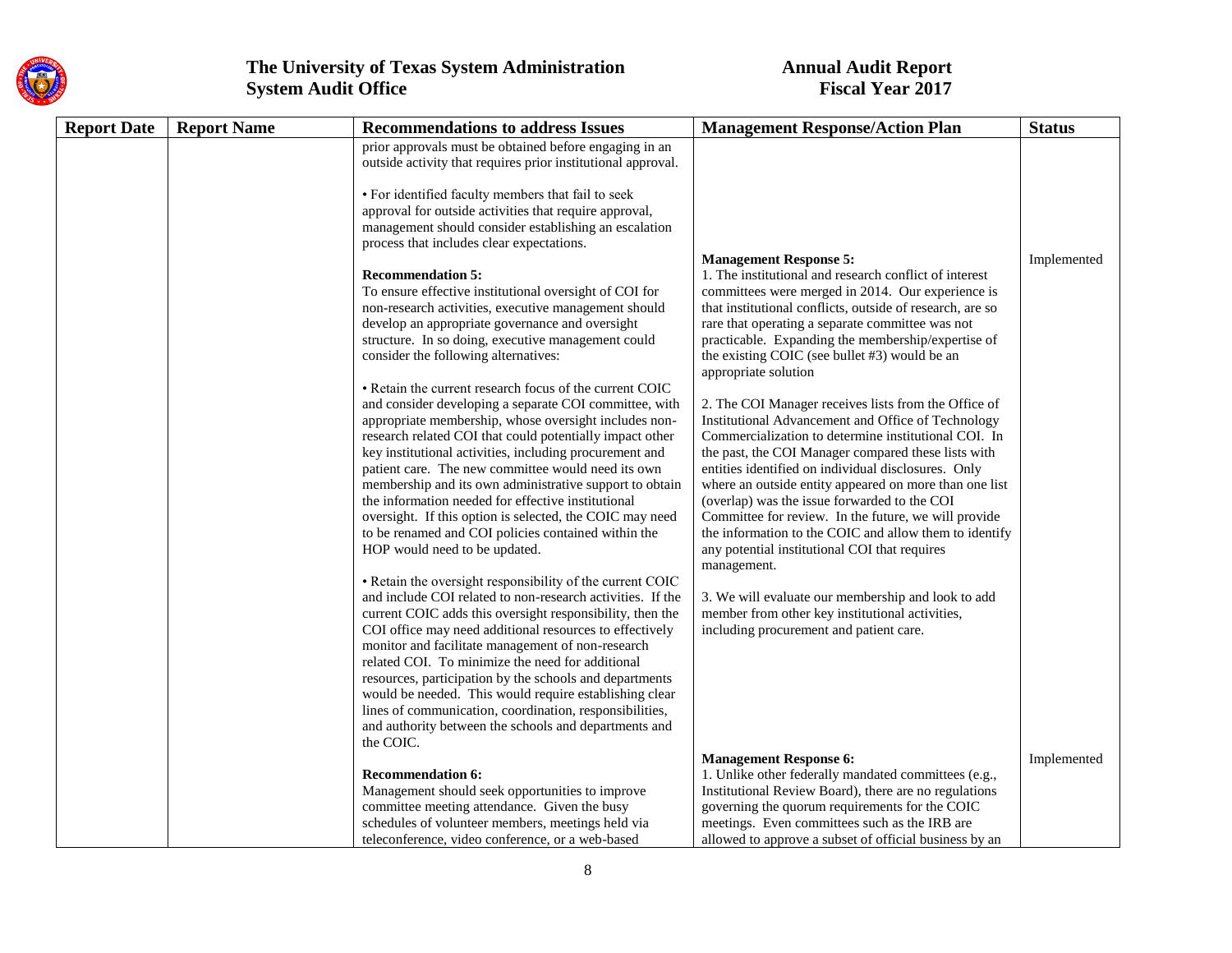| Report Date | Report Name | Recommendations to address Issues | Management Response/Action Plan | Status |
|---|---|---|---|---|
| | | prior approvals must be obtained before engaging in an outside activity that requires prior institutional approval.<br><br>• For identified faculty members that fail to seek approval for outside activities that require approval, management should consider establishing an escalation process that includes clear expectations. | | |
| | | **Recommendation 5:**<br>To ensure effective institutional oversight of COI for non-research activities, executive management should develop an appropriate governance and oversight structure. In so doing, executive management could consider the following alternatives:<br><br>• Retain the current research focus of the current COIC and consider developing a separate COI committee, with appropriate membership, whose oversight includes non-research related COI that could potentially impact other key institutional activities, including procurement and patient care. The new committee would need its own membership and its own administrative support to obtain the information needed for effective institutional oversight. If this option is selected, the COIC may need to be renamed and COI policies contained within the HOP would need to be updated.<br><br>• Retain the oversight responsibility of the current COIC and include COI related to non-research activities. If the current COIC adds this oversight responsibility, then the COI office may need additional resources to effectively monitor and facilitate management of non-research related COI. To minimize the need for additional resources, participation by the schools and departments would be needed. This would require establishing clear lines of communication, coordination, responsibilities, and authority between the schools and departments and the COIC. | **Management Response 5:**<br>1. The institutional and research conflict of interest committees were merged in 2014. Our experience is that institutional conflicts, outside of research, are so rare that operating a separate committee was not practicable. Expanding the membership/expertise of the existing COIC (see bullet #3) would be an appropriate solution<br><br>2. The COI Manager receives lists from the Office of Institutional Advancement and Office of Technology Commercialization to determine institutional COI. In the past, the COI Manager compared these lists with entities identified on individual disclosures. Only where an outside entity appeared on more than one list (overlap) was the issue forwarded to the COI Committee for review. In the future, we will provide the information to the COIC and allow them to identify any potential institutional COI that requires management.<br><br>3. We will evaluate our membership and look to add member from other key institutional activities, including procurement and patient care. | Implemented |
| | | **Recommendation 6:**<br>Management should seek opportunities to improve committee meeting attendance. Given the busy schedules of volunteer members, meetings held via teleconference, video conference, or a web-based | **Management Response 6:**<br>1. Unlike other federally mandated committees (e.g., Institutional Review Board), there are no regulations governing the quorum requirements for the COIC meetings. Even committees such as the IRB are allowed to approve a subset of official business by an | Implemented |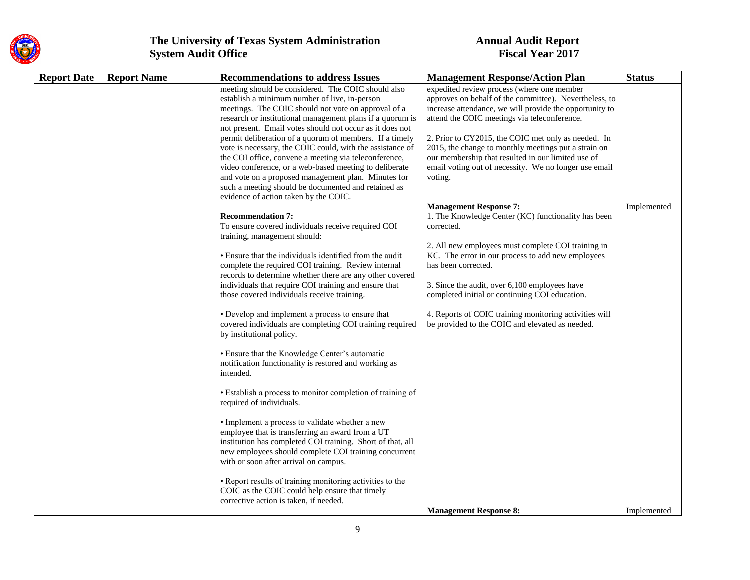| Report Date | Report Name | Recommendations to address Issues | Management Response/Action Plan | Status |
|---|---|---|---|---|
| | | meeting should be considered. The COIC should also establish a minimum number of live, in-person meetings. The COIC should not vote on approval of a research or institutional management plans if a quorum is not present. Email votes should not occur as it does not permit deliberation of a quorum of members. If a timely vote is necessary, the COIC could, with the assistance of the COI office, convene a meeting via teleconference, video conference, or a web-based meeting to deliberate and vote on a proposed management plan. Minutes for such a meeting should be documented and retained as evidence of action taken by the COIC. | expedited review process (where one member approves on behalf of the committee). Nevertheless, to increase attendance, we will provide the opportunity to attend the COIC meetings via teleconference.<br><br>2. Prior to CY2015, the COIC met only as needed. In 2015, the change to monthly meetings put a strain on our membership that resulted in our limited use of email voting out of necessity. We no longer use email voting. | |
| | | **Recommendation 7:**<br>To ensure covered individuals receive required COI training, management should:<br><br>• Ensure that the individuals identified from the audit complete the required COI training. Review internal records to determine whether there are any other covered individuals that require COI training and ensure that those covered individuals receive training.<br><br>• Develop and implement a process to ensure that covered individuals are completing COI training required by institutional policy.<br><br>• Ensure that the Knowledge Center's automatic notification functionality is restored and working as intended.<br><br>• Establish a process to monitor completion of training of required of individuals.<br><br>• Implement a process to validate whether a new employee that is transferring an award from a UT institution has completed COI training. Short of that, all new employees should complete COI training concurrent with or soon after arrival on campus.<br><br>• Report results of training monitoring activities to the COIC as the COIC could help ensure that timely corrective action is taken, if needed. | **Management Response 7:**<br>1. The Knowledge Center (KC) functionality has been corrected.<br><br>2. All new employees must complete COI training in KC. The error in our process to add new employees has been corrected.<br><br>3. Since the audit, over 6,100 employees have completed initial or continuing COI education.<br><br>4. Reports of COIC training monitoring activities will be provided to the COIC and elevated as needed. | Implemented |
| | | | **Management Response 8:** | Implemented |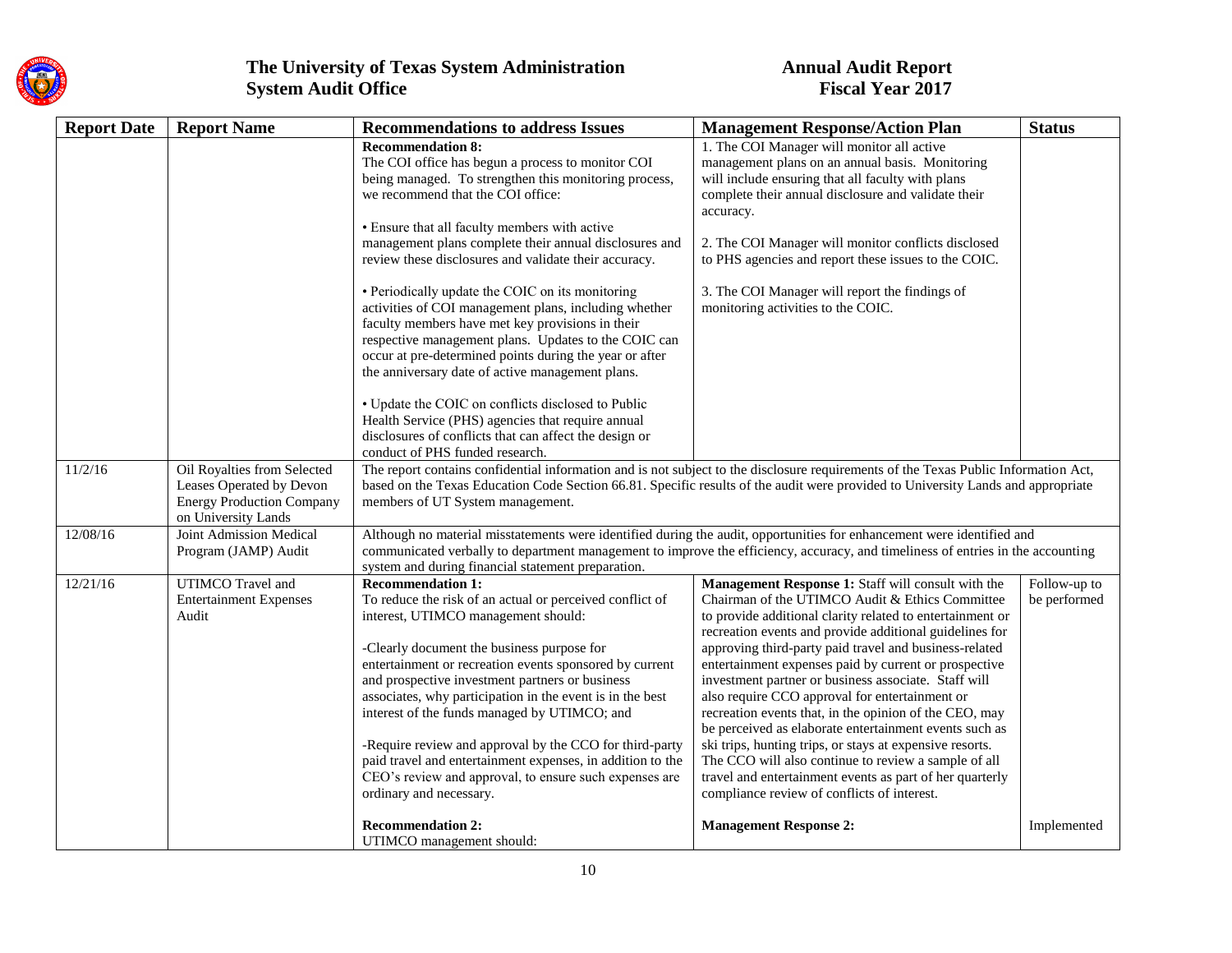| Report Date | Report Name | Recommendations to address Issues | Management Response/Action Plan | Status |
|---|---|---|---|---|
| | | **Recommendation 8:**<br>The COI office has begun a process to monitor COI being managed. To strengthen this monitoring process, we recommend that the COI office:<br><br>• Ensure that all faculty members with active management plans complete their annual disclosures and review these disclosures and validate their accuracy.<br><br>• Periodically update the COIC on its monitoring activities of COI management plans, including whether faculty members have met key provisions in their respective management plans. Updates to the COIC can occur at pre-determined points during the year or after the anniversary date of active management plans.<br><br>• Update the COIC on conflicts disclosed to Public Health Service (PHS) agencies that require annual disclosures of conflicts that can affect the design or conduct of PHS funded research. | 1. The COI Manager will monitor all active management plans on an annual basis. Monitoring will include ensuring that all faculty with plans complete their annual disclosure and validate their accuracy.<br><br>2. The COI Manager will monitor conflicts disclosed to PHS agencies and report these issues to the COIC.<br><br>3. The COI Manager will report the findings of monitoring activities to the COIC. | |
| 11/2/16 | Oil Royalties from Selected Leases Operated by Devon Energy Production Company on University Lands | The report contains confidential information and is not subject to the disclosure requirements of the Texas Public Information Act, based on the Texas Education Code Section 66.81. Specific results of the audit were provided to University Lands and appropriate members of UT System management. | | |
| 12/08/16 | Joint Admission Medical Program (JAMP) Audit | Although no material misstatements were identified during the audit, opportunities for enhancement were identified and communicated verbally to department management to improve the efficiency, accuracy, and timeliness of entries in the accounting system and during financial statement preparation. | | |
| 12/21/16 | UTIMCO Travel and Entertainment Expenses Audit | **Recommendation 1:**<br>To reduce the risk of an actual or perceived conflict of interest, UTIMCO management should:<br><br>-Clearly document the business purpose for entertainment or recreation events sponsored by current and prospective investment partners or business associates, why participation in the event is in the best interest of the funds managed by UTIMCO; and<br><br>-Require review and approval by the CCO for third-party paid travel and entertainment expenses, in addition to the CEO's review and approval, to ensure such expenses are ordinary and necessary. | **Management Response 1:** Staff will consult with the Chairman of the UTIMCO Audit & Ethics Committee to provide additional clarity related to entertainment or recreation events and provide additional guidelines for approving third-party paid travel and business-related entertainment expenses paid by current or prospective investment partner or business associate. Staff will also require CCO approval for entertainment or recreation events that, in the opinion of the CEO, may be perceived as elaborate entertainment events such as ski trips, hunting trips, or stays at expensive resorts. The CCO will also continue to review a sample of all travel and entertainment events as part of her quarterly compliance review of conflicts of interest. | Follow-up to be performed |
| | | **Recommendation 2:**<br>UTIMCO management should: | **Management Response 2:** | Implemented |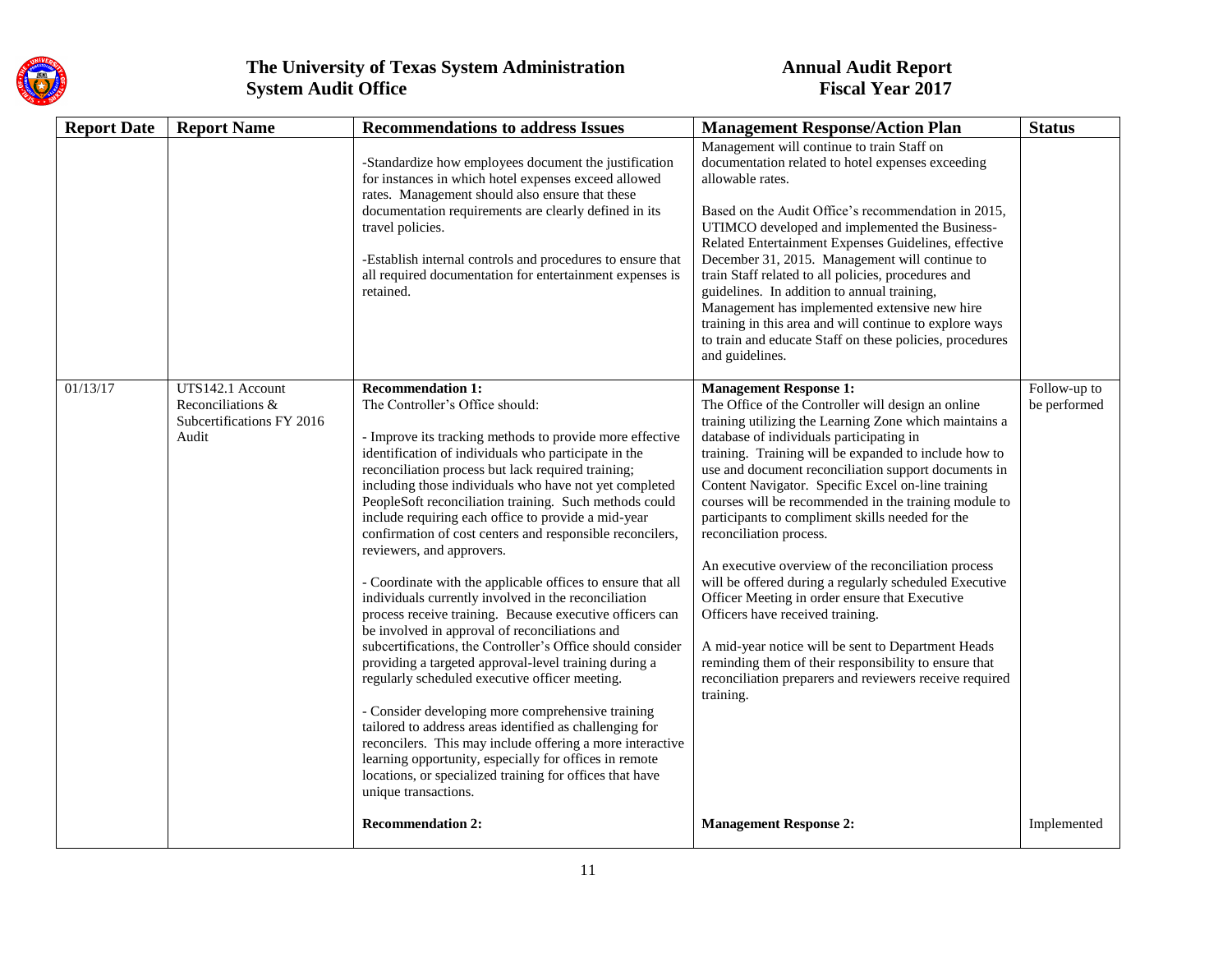| Report Date | Report Name | Recommendations to address Issues | Management Response/Action Plan | Status |
|---|---|---|---|---|
| | | -Standardize how employees document the justification for instances in which hotel expenses exceed allowed rates. Management should also ensure that these documentation requirements are clearly defined in its travel policies.<br><br>-Establish internal controls and procedures to ensure that all required documentation for entertainment expenses is retained. | Management will continue to train Staff on documentation related to hotel expenses exceeding allowable rates.<br><br>Based on the Audit Office's recommendation in 2015, UTIMCO developed and implemented the Business-Related Entertainment Expenses Guidelines, effective December 31, 2015. Management will continue to train Staff related to all policies, procedures and guidelines. In addition to annual training, Management has implemented extensive new hire training in this area and will continue to explore ways to train and educate Staff on these policies, procedures and guidelines. | |
| 01/13/17 | UTS142.1 Account Reconciliations & Subcertifications FY 2016 Audit | **Recommendation 1:**<br>The Controller's Office should:<br><br>- Improve its tracking methods to provide more effective identification of individuals who participate in the reconciliation process but lack required training; including those individuals who have not yet completed PeopleSoft reconciliation training. Such methods could include requiring each office to provide a mid-year confirmation of cost centers and responsible reconcilers, reviewers, and approvers.<br><br>- Coordinate with the applicable offices to ensure that all individuals currently involved in the reconciliation process receive training. Because executive officers can be involved in approval of reconciliations and subcertifications, the Controller's Office should consider providing a targeted approval-level training during a regularly scheduled executive officer meeting.<br><br>- Consider developing more comprehensive training tailored to address areas identified as challenging for reconcilers. This may include offering a more interactive learning opportunity, especially for offices in remote locations, or specialized training for offices that have unique transactions. | **Management Response 1:**<br>The Office of the Controller will design an online training utilizing the Learning Zone which maintains a database of individuals participating in training. Training will be expanded to include how to use and document reconciliation support documents in Content Navigator. Specific Excel on-line training courses will be recommended in the training module to participants to compliment skills needed for the reconciliation process.<br><br>An executive overview of the reconciliation process will be offered during a regularly scheduled Executive Officer Meeting in order ensure that Executive Officers have received training.<br><br>A mid-year notice will be sent to Department Heads reminding them of their responsibility to ensure that reconciliation preparers and reviewers receive required training. | Follow-up to be performed |
| | | **Recommendation 2:** | **Management Response 2:** | Implemented |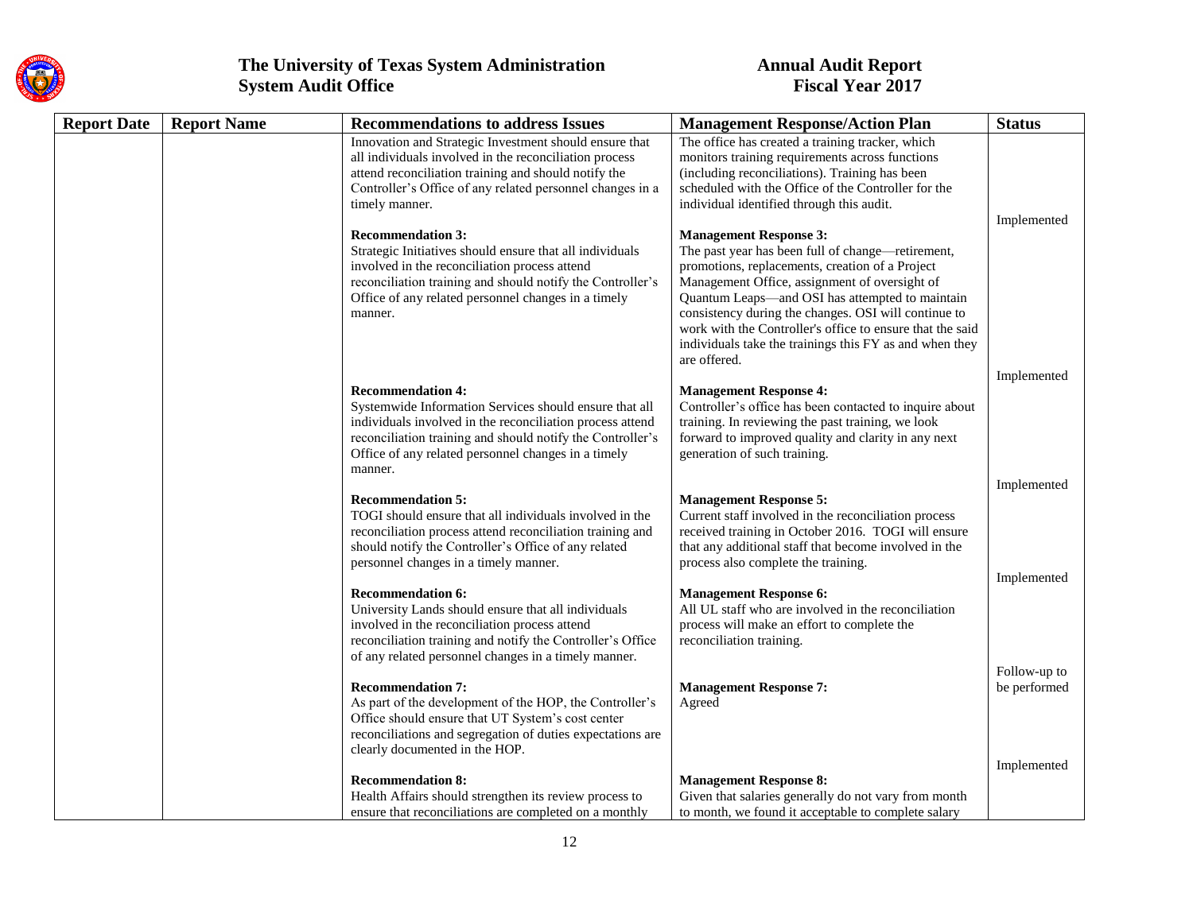| Report Date | Report Name | Recommendations to address Issues | Management Response/Action Plan | Status |
|---|---|---|---|---|
| | | Innovation and Strategic Investment should ensure that all individuals involved in the reconciliation process attend reconciliation training and should notify the Controller's Office of any related personnel changes in a timely manner. | The office has created a training tracker, which monitors training requirements across functions (including reconciliations). Training has been scheduled with the Office of the Controller for the individual identified through this audit. | Implemented |
| | | **Recommendation 3:**<br>Strategic Initiatives should ensure that all individuals involved in the reconciliation process attend reconciliation training and should notify the Controller's Office of any related personnel changes in a timely manner. | **Management Response 3:**<br>The past year has been full of change—retirement, promotions, replacements, creation of a Project Management Office, assignment of oversight of Quantum Leaps—and OSI has attempted to maintain consistency during the changes. OSI will continue to work with the Controller's office to ensure that the said individuals take the trainings this FY as and when they are offered. | Implemented |
| | | **Recommendation 4:**<br>Systemwide Information Services should ensure that all individuals involved in the reconciliation process attend reconciliation training and should notify the Controller's Office of any related personnel changes in a timely manner. | **Management Response 4:**<br>Controller's office has been contacted to inquire about training. In reviewing the past training, we look forward to improved quality and clarity in any next generation of such training. | Implemented |
| | | **Recommendation 5:**<br>TOGI should ensure that all individuals involved in the reconciliation process attend reconciliation training and should notify the Controller's Office of any related personnel changes in a timely manner. | **Management Response 5:**<br>Current staff involved in the reconciliation process received training in October 2016. TOGI will ensure that any additional staff that become involved in the process also complete the training. | Implemented |
| | | **Recommendation 6:**<br>University Lands should ensure that all individuals involved in the reconciliation process attend reconciliation training and notify the Controller's Office of any related personnel changes in a timely manner. | **Management Response 6:**<br>All UL staff who are involved in the reconciliation process will make an effort to complete the reconciliation training. | Follow-up to be performed |
| | | **Recommendation 7:**<br>As part of the development of the HOP, the Controller's Office should ensure that UT System's cost center reconciliations and segregation of duties expectations are clearly documented in the HOP. | **Management Response 7:**<br>Agreed | Implemented |
| | | **Recommendation 8:**<br>Health Affairs should strengthen its review process to ensure that reconciliations are completed on a monthly | **Management Response 8:**<br>Given that salaries generally do not vary from month to month, we found it acceptable to complete salary | |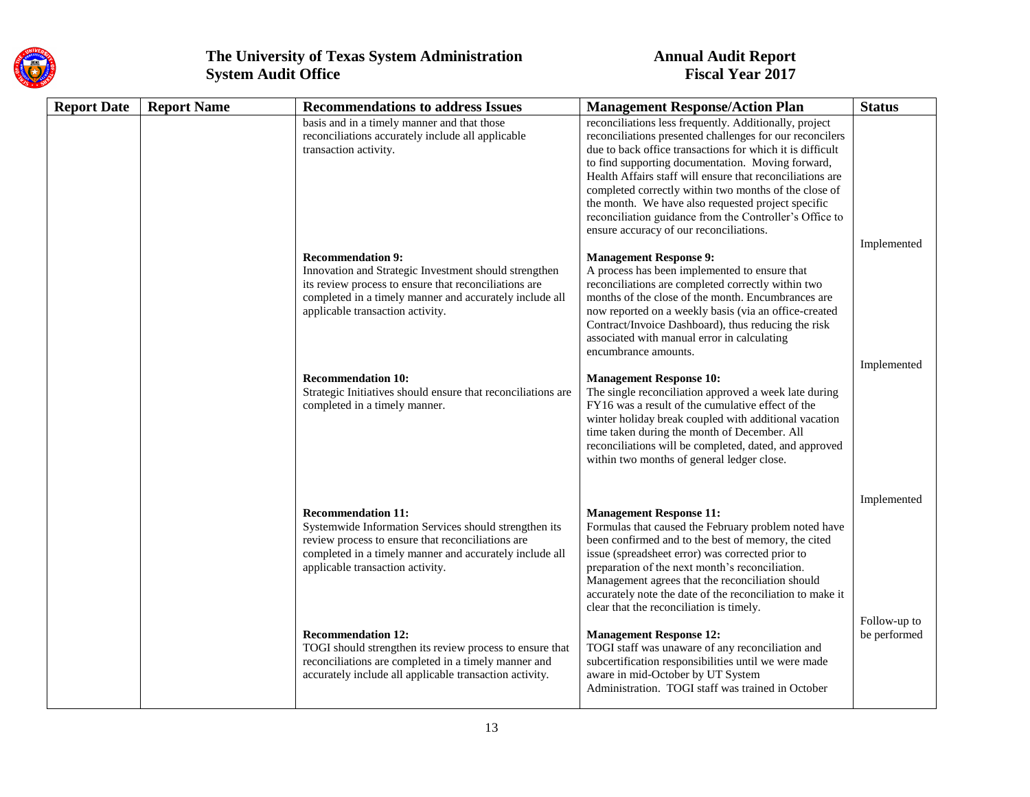| Report Date | Report Name | Recommendations to address Issues | Management Response/Action Plan | Status |
|---|---|---|---|---|
| | | basis and in a timely manner and that those reconciliations accurately include all applicable transaction activity. | reconciliations less frequently. Additionally, project reconciliations presented challenges for our reconcilers due to back office transactions for which it is difficult to find supporting documentation. Moving forward, Health Affairs staff will ensure that reconciliations are completed correctly within two months of the close of the month. We have also requested project specific reconciliation guidance from the Controller's Office to ensure accuracy of our reconciliations. | |
| | | **Recommendation 9:** Innovation and Strategic Investment should strengthen its review process to ensure that reconciliations are completed in a timely manner and accurately include all applicable transaction activity. | **Management Response 9:** A process has been implemented to ensure that reconciliations are completed correctly within two months of the close of the month. Encumbrances are now reported on a weekly basis (via an office-created Contract/Invoice Dashboard), thus reducing the risk associated with manual error in calculating encumbrance amounts. | Implemented |
| | | **Recommendation 10:** Strategic Initiatives should ensure that reconciliations are completed in a timely manner. | **Management Response 10:** The single reconciliation approved a week late during FY16 was a result of the cumulative effect of the winter holiday break coupled with additional vacation time taken during the month of December. All reconciliations will be completed, dated, and approved within two months of general ledger close. | Implemented |
| | | **Recommendation 11:** Systemwide Information Services should strengthen its review process to ensure that reconciliations are completed in a timely manner and accurately include all applicable transaction activity. | **Management Response 11:** Formulas that caused the February problem noted have been confirmed and to the best of memory, the cited issue (spreadsheet error) was corrected prior to preparation of the next month's reconciliation. Management agrees that the reconciliation should accurately note the date of the reconciliation to make it clear that the reconciliation is timely. | Implemented |
| | | **Recommendation 12:** TOGI should strengthen its review process to ensure that reconciliations are completed in a timely manner and accurately include all applicable transaction activity. | **Management Response 12:** TOGI staff was unaware of any reconciliation and subcertification responsibilities until we were made aware in mid-October by UT System Administration. TOGI staff was trained in October | Follow-up to be performed |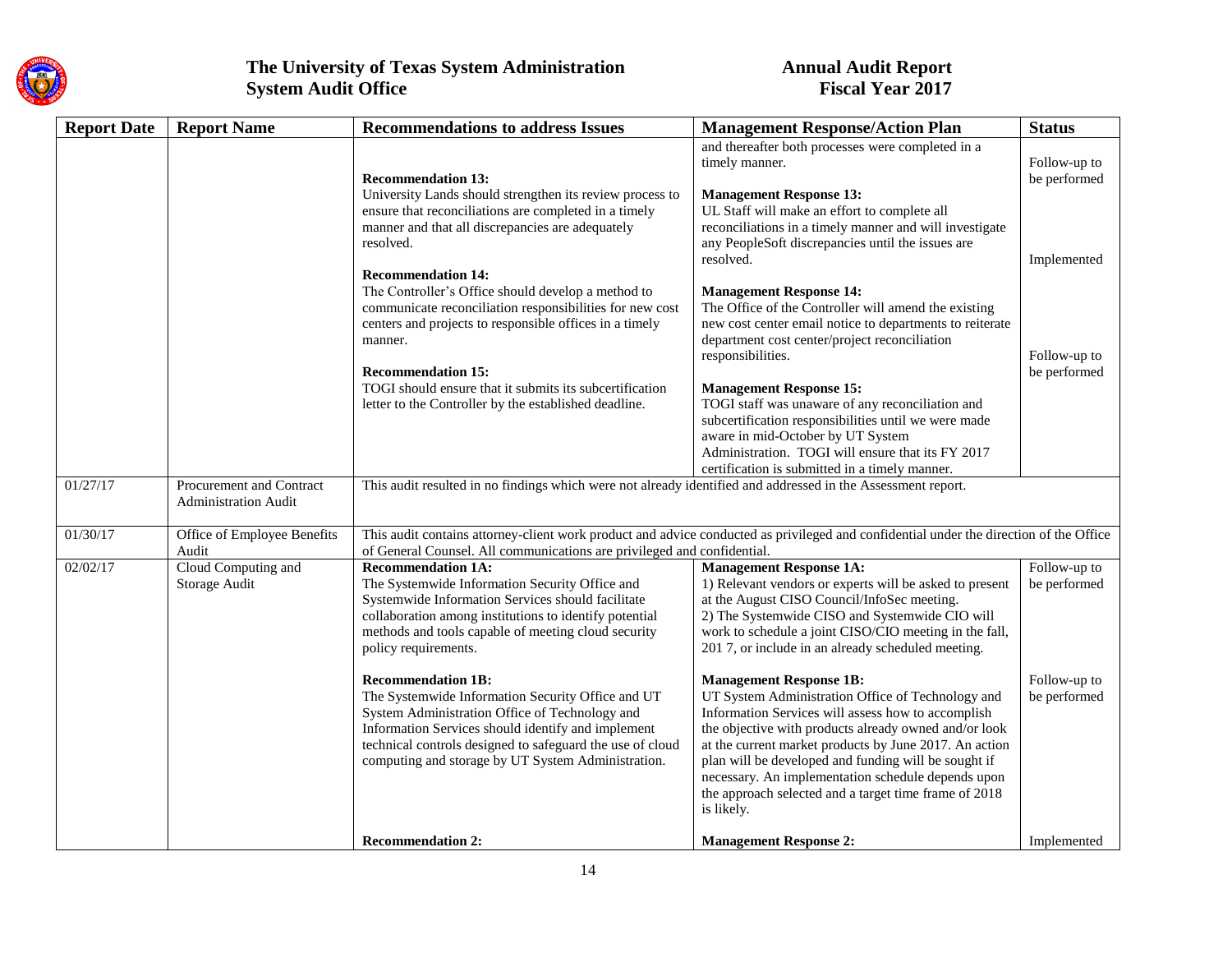| Report Date | Report Name | Recommendations to address Issues | Management Response/Action Plan | Status |
|---|---|---|---|---|
| | | | and thereafter both processes were completed in a timely manner. | |
| | | **Recommendation 13:** University Lands should strengthen its review process to ensure that reconciliations are completed in a timely manner and that all discrepancies are adequately resolved. | **Management Response 13:** UL Staff will make an effort to complete all reconciliations in a timely manner and will investigate any PeopleSoft discrepancies until the issues are resolved. | Follow-up to be performed |
| | | **Recommendation 14:** The Controller's Office should develop a method to communicate reconciliation responsibilities for new cost centers and projects to responsible offices in a timely manner. | **Management Response 14:** The Office of the Controller will amend the existing new cost center email notice to departments to reiterate department cost center/project reconciliation responsibilities. | Implemented |
| | | **Recommendation 15:** TOGI should ensure that it submits its subcertification letter to the Controller by the established deadline. | **Management Response 15:** TOGI staff was unaware of any reconciliation and subcertification responsibilities until we were made aware in mid-October by UT System Administration. TOGI will ensure that its FY 2017 certification is submitted in a timely manner. | Follow-up to be performed |
| 01/27/17 | Procurement and Contract Administration Audit | This audit resulted in no findings which were not already identified and addressed in the Assessment report. | | |
| 01/30/17 | Office of Employee Benefits Audit | This audit contains attorney-client work product and advice conducted as privileged and confidential under the direction of the Office of General Counsel. All communications are privileged and confidential. | | |
| 02/02/17 | Cloud Computing and Storage Audit | **Recommendation 1A:** The Systemwide Information Security Office and Systemwide Information Services should facilitate collaboration among institutions to identify potential methods and tools capable of meeting cloud security policy requirements. | **Management Response 1A:** 1) Relevant vendors or experts will be asked to present at the August CISO Council/InfoSec meeting. 2) The Systemwide CISO and Systemwide CIO will work to schedule a joint CISO/CIO meeting in the fall, 201 7, or include in an already scheduled meeting. | Follow-up to be performed |
| | | **Recommendation 1B:** The Systemwide Information Security Office and UT System Administration Office of Technology and Information Services should identify and implement technical controls designed to safeguard the use of cloud computing and storage by UT System Administration. | **Management Response 1B:** UT System Administration Office of Technology and Information Services will assess how to accomplish the objective with products already owned and/or look at the current market products by June 2017. An action plan will be developed and funding will be sought if necessary. An implementation schedule depends upon the approach selected and a target time frame of 2018 is likely. | Follow-up to be performed |
| | | **Recommendation 2:** | **Management Response 2:** | Implemented |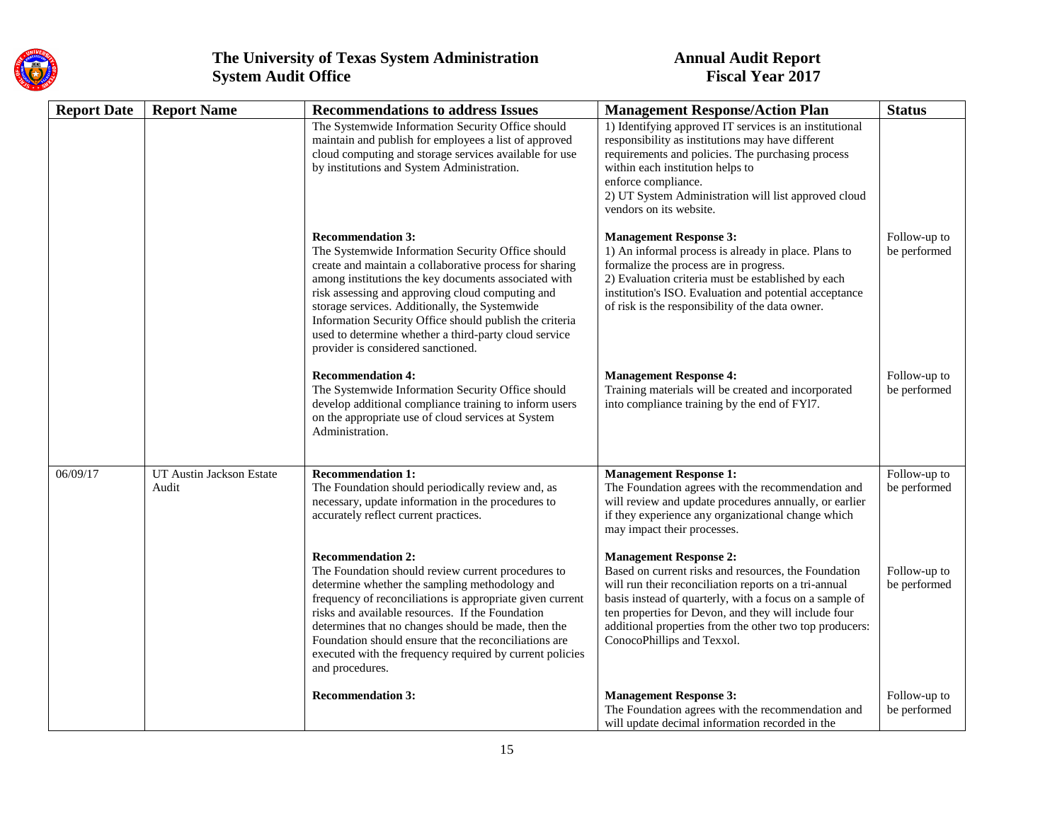| Report Date | Report Name | Recommendations to address Issues | Management Response/Action Plan | Status |
|---|---|---|---|---|
| | | The Systemwide Information Security Office should maintain and publish for employees a list of approved cloud computing and storage services available for use by institutions and System Administration. | 1) Identifying approved IT services is an institutional responsibility as institutions may have different requirements and policies. The purchasing process within each institution helps to enforce compliance.<br>2) UT System Administration will list approved cloud vendors on its website. | |
| | | **Recommendation 3:**<br>The Systemwide Information Security Office should create and maintain a collaborative process for sharing among institutions the key documents associated with risk assessing and approving cloud computing and storage services. Additionally, the Systemwide Information Security Office should publish the criteria used to determine whether a third-party cloud service provider is considered sanctioned. | **Management Response 3:**<br>1) An informal process is already in place. Plans to formalize the process are in progress.<br>2) Evaluation criteria must be established by each institution's ISO. Evaluation and potential acceptance of risk is the responsibility of the data owner. | Follow-up to be performed |
| | | **Recommendation 4:**<br>The Systemwide Information Security Office should develop additional compliance training to inform users on the appropriate use of cloud services at System Administration. | **Management Response 4:**<br>Training materials will be created and incorporated into compliance training by the end of FY17. | Follow-up to be performed |
| 06/09/17 | UT Austin Jackson Estate Audit | **Recommendation 1:**<br>The Foundation should periodically review and, as necessary, update information in the procedures to accurately reflect current practices. | **Management Response 1:**<br>The Foundation agrees with the recommendation and will review and update procedures annually, or earlier if they experience any organizational change which may impact their processes. | Follow-up to be performed |
| | | **Recommendation 2:**<br>The Foundation should review current procedures to determine whether the sampling methodology and frequency of reconciliations is appropriate given current risks and available resources. If the Foundation determines that no changes should be made, then the Foundation should ensure that the reconciliations are executed with the frequency required by current policies and procedures. | **Management Response 2:**<br>Based on current risks and resources, the Foundation will run their reconciliation reports on a tri-annual basis instead of quarterly, with a focus on a sample of ten properties for Devon, and they will include four additional properties from the other two top producers: ConocoPhillips and Texxol. | Follow-up to be performed |
| | | **Recommendation 3:** | **Management Response 3:**<br>The Foundation agrees with the recommendation and will update decimal information recorded in the | Follow-up to be performed |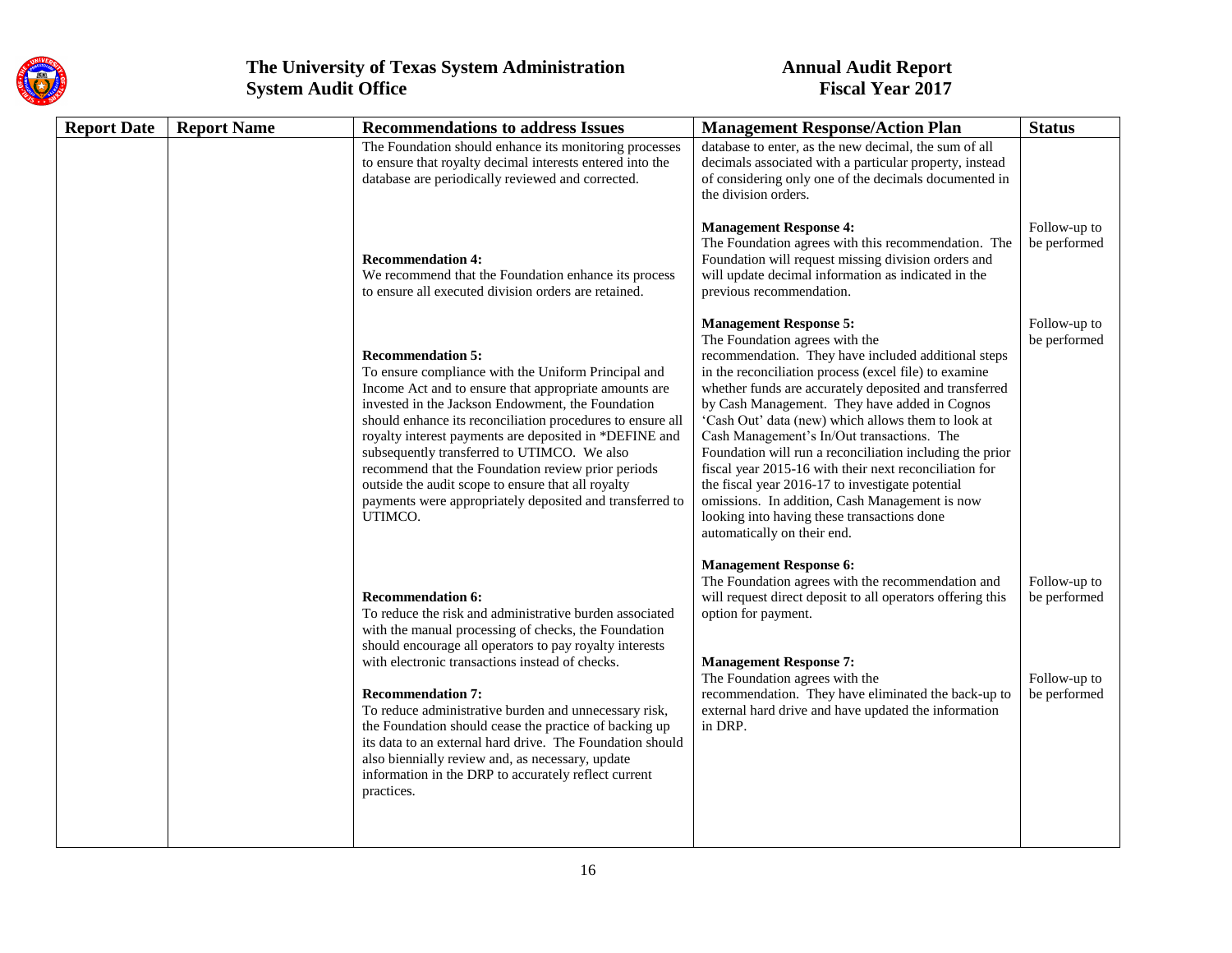| Report Date | Report Name | Recommendations to address Issues | Management Response/Action Plan | Status |
|---|---|---|---|---|
| | | The Foundation should enhance its monitoring processes to ensure that royalty decimal interests entered into the database are periodically reviewed and corrected. | database to enter, as the new decimal, the sum of all decimals associated with a particular property, instead of considering only one of the decimals documented in the division orders. | |
| | | **Recommendation 4:** We recommend that the Foundation enhance its process to ensure all executed division orders are retained. | **Management Response 4:** The Foundation agrees with this recommendation. The Foundation will request missing division orders and will update decimal information as indicated in the previous recommendation. | Follow-up to be performed |
| | | **Recommendation 5:** To ensure compliance with the Uniform Principal and Income Act and to ensure that appropriate amounts are invested in the Jackson Endowment, the Foundation should enhance its reconciliation procedures to ensure all royalty interest payments are deposited in *DEFINE and subsequently transferred to UTIMCO. We also recommend that the Foundation review prior periods outside the audit scope to ensure that all royalty payments were appropriately deposited and transferred to UTIMCO. | **Management Response 5:** The Foundation agrees with the recommendation. They have included additional steps in the reconciliation process (excel file) to examine whether funds are accurately deposited and transferred by Cash Management. They have added in Cognos 'Cash Out' data (new) which allows them to look at Cash Management's In/Out transactions. The Foundation will run a reconciliation including the prior fiscal year 2015-16 with their next reconciliation for the fiscal year 2016-17 to investigate potential omissions. In addition, Cash Management is now looking into having these transactions done automatically on their end. | Follow-up to be performed |
| | | **Recommendation 6:** To reduce the risk and administrative burden associated with the manual processing of checks, the Foundation should encourage all operators to pay royalty interests with electronic transactions instead of checks. | **Management Response 6:** The Foundation agrees with the recommendation and will request direct deposit to all operators offering this option for payment. | Follow-up to be performed |
| | | **Recommendation 7:** To reduce administrative burden and unnecessary risk, the Foundation should cease the practice of backing up its data to an external hard drive. The Foundation should also biennially review and, as necessary, update information in the DRP to accurately reflect current practices. | **Management Response 7:** The Foundation agrees with the recommendation. They have eliminated the back-up to external hard drive and have updated the information in DRP. | Follow-up to be performed |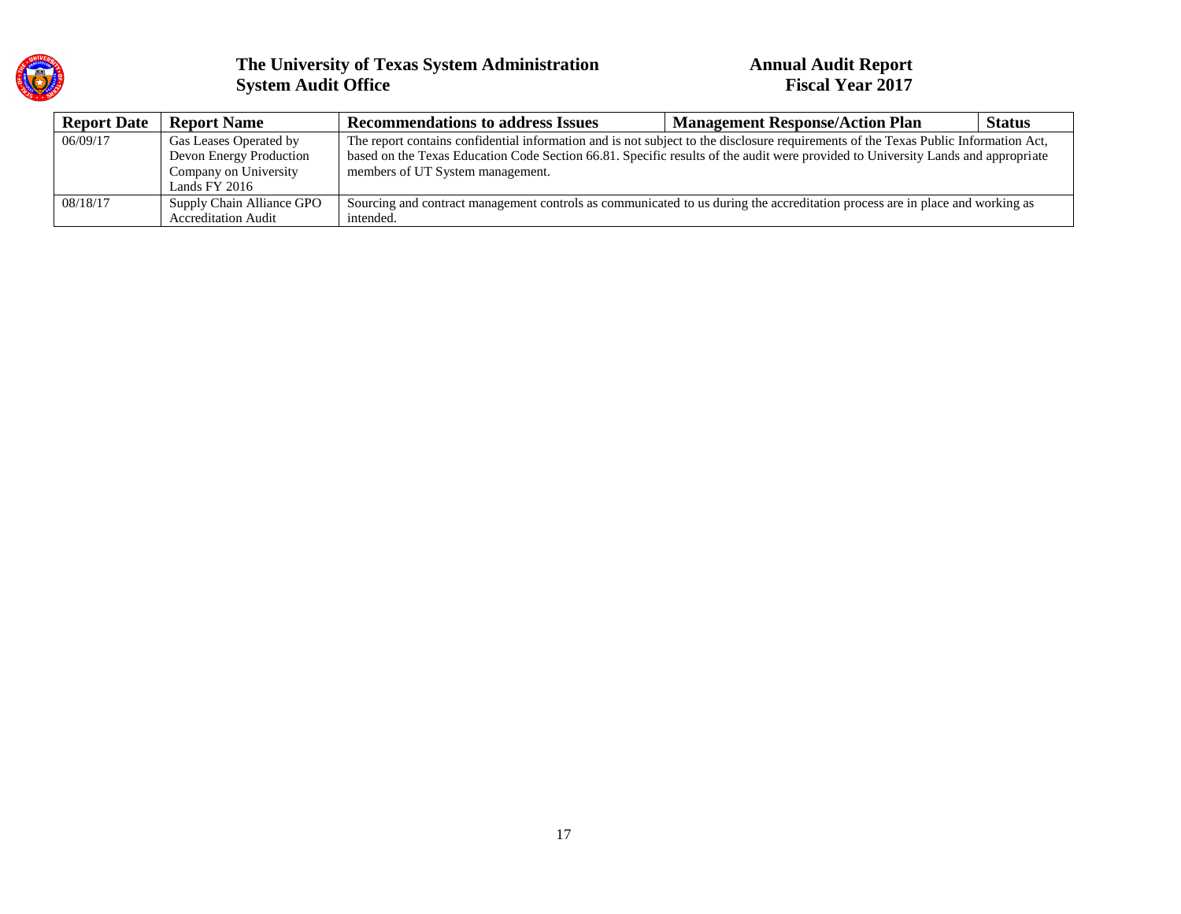| Report Date | Report Name | Recommendations to address Issues | Management Response/Action Plan | Status |
|---|---|---|---|---|
| 06/09/17 | Gas Leases Operated by Devon Energy Production Company on University Lands FY 2016 | The report contains confidential information and is not subject to the disclosure requirements of the Texas Public Information Act, based on the Texas Education Code Section 66.81. Specific results of the audit were provided to University Lands and appropriate members of UT System management. | | |
| 08/18/17 | Supply Chain Alliance GPO Accreditation Audit | Sourcing and contract management controls as communicated to us during the accreditation process are in place and working as intended. | | |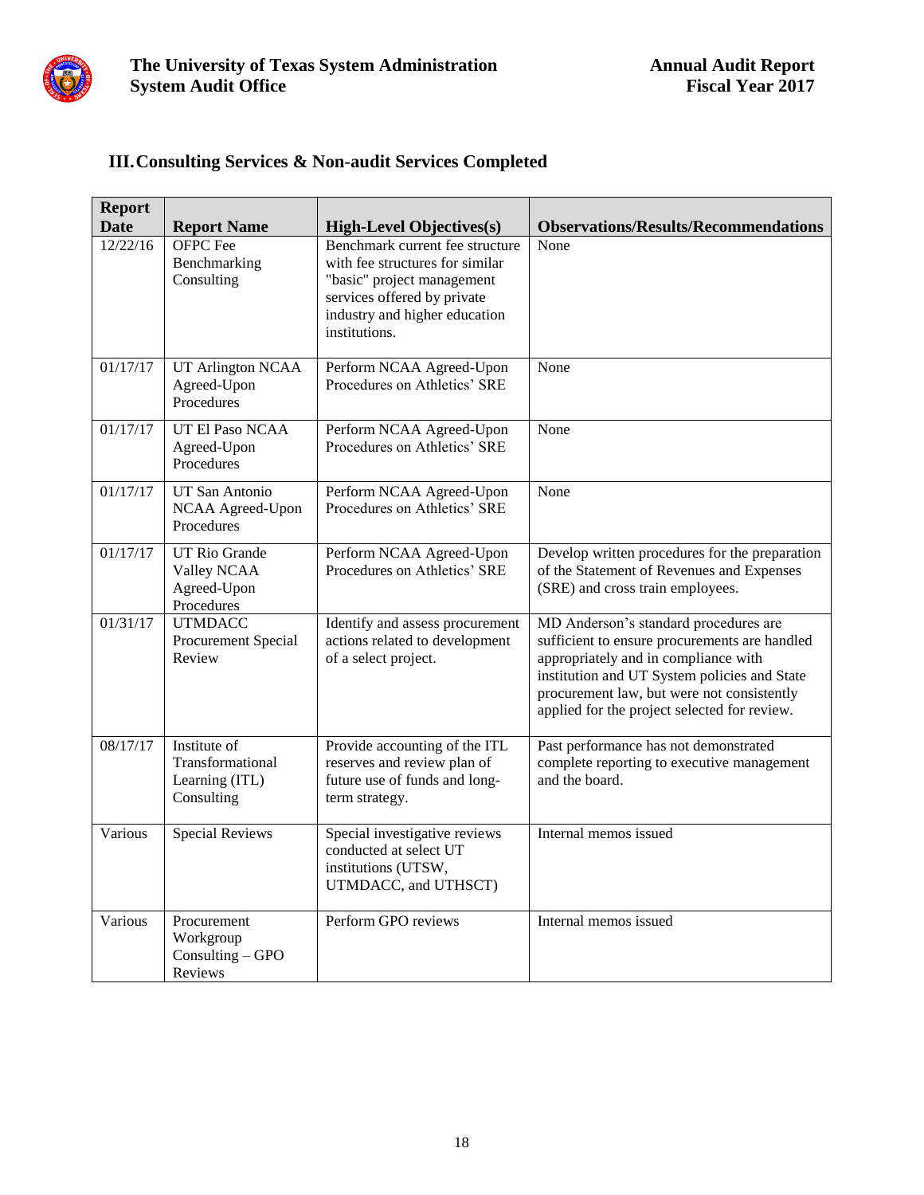## III. Consulting Services & Non-audit Services Completed

| Report Date | Report Name | High-Level Objectives(s) | Observations/Results/Recommendations |
|---|---|---|---|
| 12/22/16 | OFPC Fee Benchmarking Consulting | Benchmark current fee structure with fee structures for similar "basic" project management services offered by private industry and higher education institutions. | None |
| 01/17/17 | UT Arlington NCAA Agreed-Upon Procedures | Perform NCAA Agreed-Upon Procedures on Athletics' SRE | None |
| 01/17/17 | UT El Paso NCAA Agreed-Upon Procedures | Perform NCAA Agreed-Upon Procedures on Athletics' SRE | None |
| 01/17/17 | UT San Antonio NCAA Agreed-Upon Procedures | Perform NCAA Agreed-Upon Procedures on Athletics' SRE | None |
| 01/17/17 | UT Rio Grande Valley NCAA Agreed-Upon Procedures | Perform NCAA Agreed-Upon Procedures on Athletics' SRE | Develop written procedures for the preparation of the Statement of Revenues and Expenses (SRE) and cross train employees. |
| 01/31/17 | UTMDACC Procurement Special Review | Identify and assess procurement actions related to development of a select project. | MD Anderson's standard procedures are sufficient to ensure procurements are handled appropriately and in compliance with institution and UT System policies and State procurement law, but were not consistently applied for the project selected for review. |
| 08/17/17 | Institute of Transformational Learning (ITL) Consulting | Provide accounting of the ITL reserves and review plan of future use of funds and long-term strategy. | Past performance has not demonstrated complete reporting to executive management and the board. |
| Various | Special Reviews | Special investigative reviews conducted at select UT institutions (UTSW, UTMDACC, and UTHSCT) | Internal memos issued |
| Various | Procurement Workgroup Consulting – GPO Reviews | Perform GPO reviews | Internal memos issued |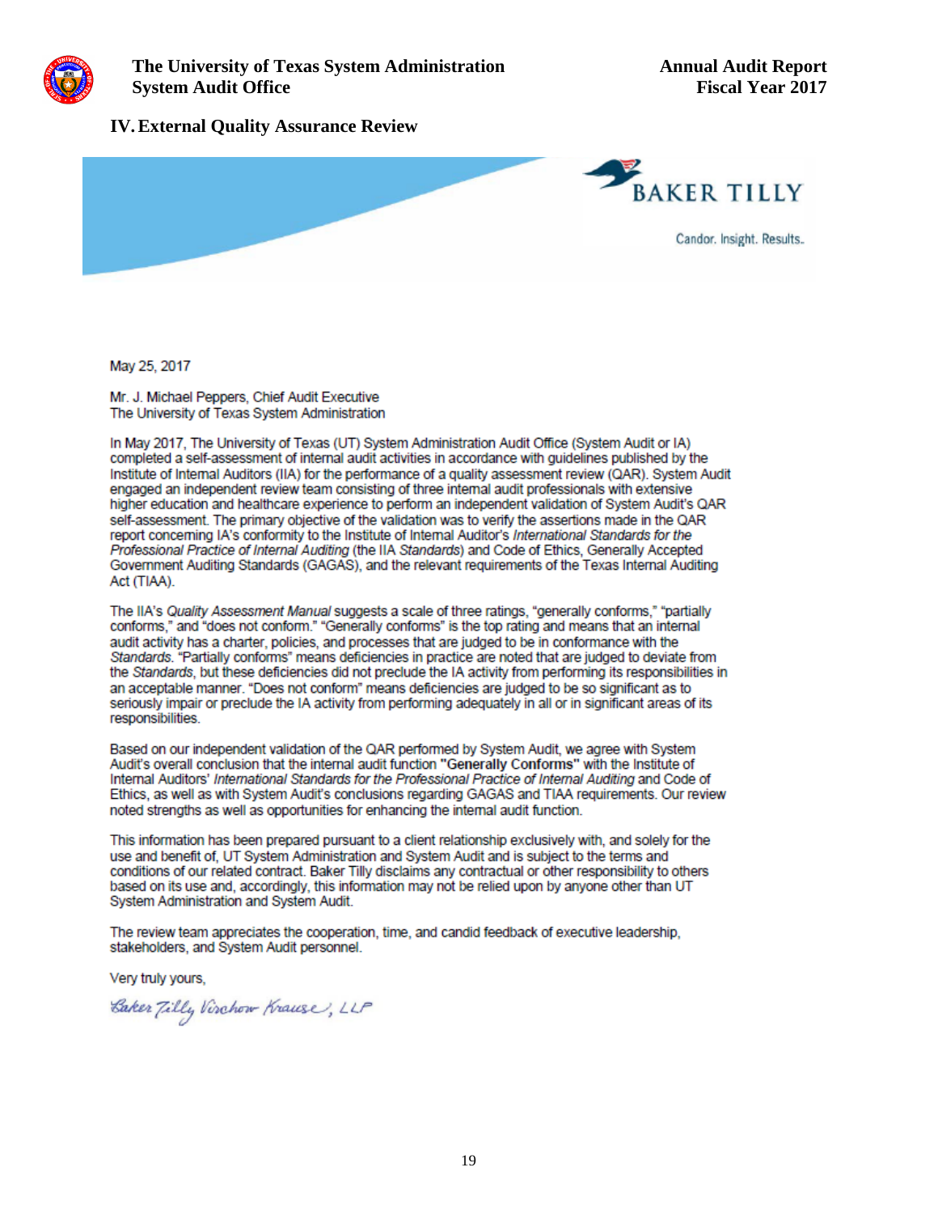## IV. External Quality Assurance Review

BAKER TILLY

Candor. Insight. Results.

May 25, 2017

Mr. J. Michael Peppers, Chief Audit Executive
The University of Texas System Administration

In May 2017, The University of Texas (UT) System Administration Audit Office (System Audit or IA) completed a self-assessment of internal audit activities in accordance with guidelines published by the Institute of Internal Auditors (IIA) for the performance of a quality assessment review (QAR). System Audit engaged an independent review team consisting of three internal audit professionals with extensive higher education and healthcare experience to perform an independent validation of System Audit's QAR self-assessment. The primary objective of the validation was to verify the assertions made in the QAR report concerning IA's conformity to the Institute of Internal Auditor's *International Standards for the Professional Practice of Internal Auditing* (the IIA *Standards*) and Code of Ethics, Generally Accepted Government Auditing Standards (GAGAS), and the relevant requirements of the Texas Internal Auditing Act (TIAA).

The IIA's *Quality Assessment Manual* suggests a scale of three ratings, "generally conforms," "partially conforms," and "does not conform." "Generally conforms" is the top rating and means that an internal audit activity has a charter, policies, and processes that are judged to be in conformance with the *Standards*. "Partially conforms" means deficiencies in practice are noted that are judged to deviate from the *Standards*, but these deficiencies did not preclude the IA activity from performing its responsibilities in an acceptable manner. "Does not conform" means deficiencies are judged to be so significant as to seriously impair or preclude the IA activity from performing adequately in all or in significant areas of its responsibilities.

Based on our independent validation of the QAR performed by System Audit, we agree with System Audit's overall conclusion that the internal audit function **"Generally Conforms"** with the Institute of Internal Auditors' *International Standards for the Professional Practice of Internal Auditing* and Code of Ethics, as well as with System Audit's conclusions regarding GAGAS and TIAA requirements. Our review noted strengths as well as opportunities for enhancing the internal audit function.

This information has been prepared pursuant to a client relationship exclusively with, and solely for the use and benefit of, UT System Administration and System Audit and is subject to the terms and conditions of our related contract. Baker Tilly disclaims any contractual or other responsibility to others based on its use and, accordingly, this information may not be relied upon by anyone other than UT System Administration and System Audit.

The review team appreciates the cooperation, time, and candid feedback of executive leadership, stakeholders, and System Audit personnel.

Very truly yours,

*Baker Tilly Virchow Krause, LLP*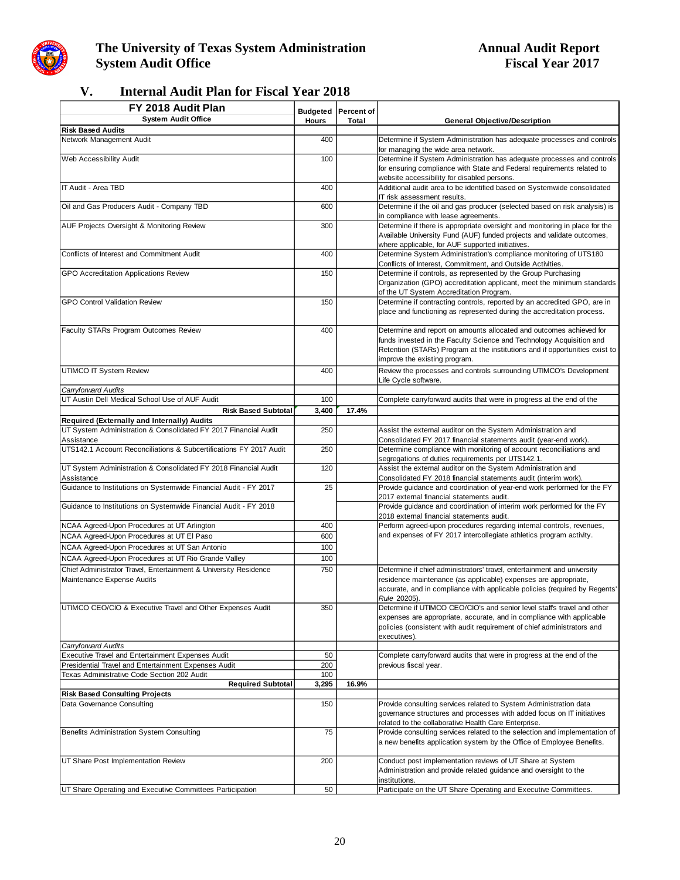## V. Internal Audit Plan for Fiscal Year 2018

| FY 2018 Audit Plan<br>System Audit Office | Budgeted Hours | Percent of Total | General Objective/Description |
|---|---|---|---|
| **Risk Based Audits** | | | |
| Network Management Audit | 400 | | Determine if System Administration has adequate processes and controls for managing the wide area network. |
| Web Accessibility Audit | 100 | | Determine if System Administration has adequate processes and controls for ensuring compliance with State and Federal requirements related to website accessibility for disabled persons. |
| IT Audit - Area TBD | 400 | | Additional audit area to be identified based on Systemwide consolidated IT risk assessment results. |
| Oil and Gas Producers Audit - Company TBD | 600 | | Determine if the oil and gas producer (selected based on risk analysis) is in compliance with lease agreements. |
| AUF Projects Oversight & Monitoring Review | 300 | | Determine if there is appropriate oversight and monitoring in place for the Available University Fund (AUF) funded projects and validate outcomes, where applicable, for AUF supported initiatives. |
| Conflicts of Interest and Commitment Audit | 400 | | Determine System Administration's compliance monitoring of UTS180 Conflicts of Interest, Commitment, and Outside Activities. |
| GPO Accreditation Applications Review | 150 | | Determine if controls, as represented by the Group Purchasing Organization (GPO) accreditation applicant, meet the minimum standards of the UT System Accreditation Program. |
| GPO Control Validation Review | 150 | | Determine if contracting controls, reported by an accredited GPO, are in place and functioning as represented during the accreditation process. |
| Faculty STARs Program Outcomes Review | 400 | | Determine and report on amounts allocated and outcomes achieved for funds invested in the Faculty Science and Technology Acquisition and Retention (STARs) Program at the institutions and if opportunities exist to improve the existing program. |
| UTIMCO IT System Review | 400 | | Review the processes and controls surrounding UTIMCO's Development Life Cycle software. |
| *Carryforward Audits* | | | |
| UT Austin Dell Medical School Use of AUF Audit | 100 | | Complete carryforward audits that were in progress at the end of the |
| **Risk Based Subtotal** | **3,400** | **17.4%** | |
| **Required (Externally and Internally) Audits** | | | |
| UT System Administration & Consolidated FY 2017 Financial Audit Assistance | 250 | | Assist the external auditor on the System Administration and Consolidated FY 2017 financial statements audit (year-end work). |
| UTS142.1 Account Reconciliations & Subcertifications FY 2017 Audit | 250 | | Determine compliance with monitoring of account reconciliations and segregations of duties requirements per UTS142.1. |
| UT System Administration & Consolidated FY 2018 Financial Audit Assistance | 120 | | Assist the external auditor on the System Administration and Consolidated FY 2018 financial statements audit (interim work). |
| Guidance to Institutions on Systemwide Financial Audit - FY 2017 | 25 | | Provide guidance and coordination of year-end work performed for the FY 2017 external financial statements audit. |
| Guidance to Institutions on Systemwide Financial Audit - FY 2018 | | | Provide guidance and coordination of interim work performed for the FY 2018 external financial statements audit. |
| NCAA Agreed-Upon Procedures at UT Arlington | 400 | | Perform agreed-upon procedures regarding internal controls, revenues, and expenses of FY 2017 intercollegiate athletics program activity. |
| NCAA Agreed-Upon Procedures at UT El Paso | 600 | | |
| NCAA Agreed-Upon Procedures at UT San Antonio | 100 | | |
| NCAA Agreed-Upon Procedures at UT Rio Grande Valley | 100 | | |
| Chief Administrator Travel, Entertainment & University Residence Maintenance Expense Audits | 750 | | Determine if chief administrators' travel, entertainment and university residence maintenance (as applicable) expenses are appropriate, accurate, and in compliance with applicable policies (required by Regents' *Rule* 20205). |
| UTIMCO CEO/CIO & Executive Travel and Other Expenses Audit | 350 | | Determine if UTIMCO CEO/CIO's and senior level staff's travel and other expenses are appropriate, accurate, and in compliance with applicable policies (consistent with audit requirement of chief administrators and executives). |
| *Carryforward Audits* | | | |
| Executive Travel and Entertainment Expenses Audit | 50 | | Complete carryforward audits that were in progress at the end of the previous fiscal year. |
| Presidential Travel and Entertainment Expenses Audit | 200 | | |
| Texas Administrative Code Section 202 Audit | 100 | | |
| **Required Subtotal** | **3,295** | **16.9%** | |
| **Risk Based Consulting Projects** | | | |
| Data Governance Consulting | 150 | | Provide consulting services related to System Administration data governance structures and processes with added focus on IT initiatives related to the collaborative Health Care Enterprise. |
| Benefits Administration System Consulting | 75 | | Provide consulting services related to the selection and implementation of a new benefits application system by the Office of Employee Benefits. |
| UT Share Post Implementation Review | 200 | | Conduct post implementation reviews of UT Share at System Administration and provide related guidance and oversight to the institutions. |
| UT Share Operating and Executive Committees Participation | 50 | | Participate on the UT Share Operating and Executive Committees. |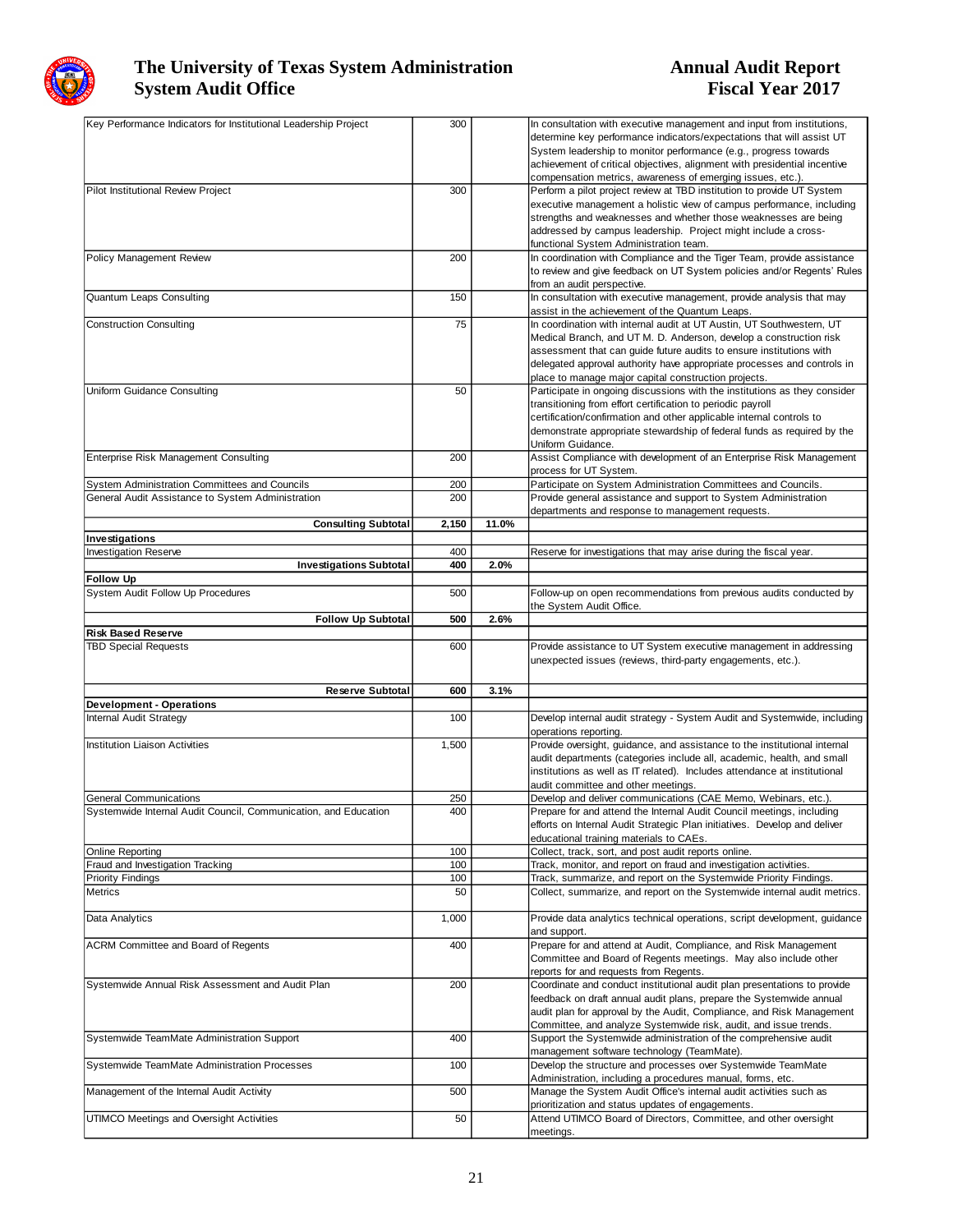| | | | |
|---|---|---|---|
| Key Performance Indicators for Institutional Leadership Project | 300 | | In consultation with executive management and input from institutions, determine key performance indicators/expectations that will assist UT System leadership to monitor performance (e.g., progress towards achievement of critical objectives, alignment with presidential incentive compensation metrics, awareness of emerging issues, etc.). |
| Pilot Institutional Review Project | 300 | | Perform a pilot project review at TBD institution to provide UT System executive management a holistic view of campus performance, including strengths and weaknesses and whether those weaknesses are being addressed by campus leadership. Project might include a cross-functional System Administration team. |
| Policy Management Review | 200 | | In coordination with Compliance and the Tiger Team, provide assistance to review and give feedback on UT System policies and/or Regents' Rules from an audit perspective. |
| Quantum Leaps Consulting | 150 | | In consultation with executive management, provide analysis that may assist in the achievement of the Quantum Leaps. |
| Construction Consulting | 75 | | In coordination with internal audit at UT Austin, UT Southwestern, UT Medical Branch, and UT M. D. Anderson, develop a construction risk assessment that can guide future audits to ensure institutions with delegated approval authority have appropriate processes and controls in place to manage major capital construction projects. |
| Uniform Guidance Consulting | 50 | | Participate in ongoing discussions with the institutions as they consider transitioning from effort certification to periodic payroll certification/confirmation and other applicable internal controls to demonstrate appropriate stewardship of federal funds as required by the Uniform Guidance. |
| Enterprise Risk Management Consulting | 200 | | Assist Compliance with development of an Enterprise Risk Management process for UT System. |
| System Administration Committees and Councils | 200 | | Participate on System Administration Committees and Councils. |
| General Audit Assistance to System Administration | 200 | | Provide general assistance and support to System Administration departments and response to management requests. |
| **Consulting Subtotal** | **2,150** | **11.0%** | |
| **Investigations** | | | |
| Investigation Reserve | 400 | | Reserve for investigations that may arise during the fiscal year. |
| **Investigations Subtotal** | **400** | **2.0%** | |
| **Follow Up** | | | |
| System Audit Follow Up Procedures | 500 | | Follow-up on open recommendations from previous audits conducted by the System Audit Office. |
| **Follow Up Subtotal** | **500** | **2.6%** | |
| **Risk Based Reserve** | | | |
| TBD Special Requests | 600 | | Provide assistance to UT System executive management in addressing unexpected issues (reviews, third-party engagements, etc.). |
| **Reserve Subtotal** | **600** | **3.1%** | |
| **Development - Operations** | | | |
| Internal Audit Strategy | 100 | | Develop internal audit strategy - System Audit and Systemwide, including operations reporting. |
| Institution Liaison Activities | 1,500 | | Provide oversight, guidance, and assistance to the institutional internal audit departments (categories include all, academic, health, and small institutions as well as IT related). Includes attendance at institutional audit committee and other meetings. |
| General Communications | 250 | | Develop and deliver communications (CAE Memo, Webinars, etc.). |
| Systemwide Internal Audit Council, Communication, and Education | 400 | | Prepare for and attend the Internal Audit Council meetings, including efforts on Internal Audit Strategic Plan initiatives. Develop and deliver educational training materials to CAEs. |
| Online Reporting | 100 | | Collect, track, sort, and post audit reports online. |
| Fraud and Investigation Tracking | 100 | | Track, monitor, and report on fraud and investigation activities. |
| Priority Findings | 100 | | Track, summarize, and report on the Systemwide Priority Findings. |
| Metrics | 50 | | Collect, summarize, and report on the Systemwide internal audit metrics. |
| Data Analytics | 1,000 | | Provide data analytics technical operations, script development, guidance and support. |
| ACRM Committee and Board of Regents | 400 | | Prepare for and attend at Audit, Compliance, and Risk Management Committee and Board of Regents meetings. May also include other reports for and requests from Regents. |
| Systemwide Annual Risk Assessment and Audit Plan | 200 | | Coordinate and conduct institutional audit plan presentations to provide feedback on draft annual audit plans, prepare the Systemwide annual audit plan for approval by the Audit, Compliance, and Risk Management Committee, and analyze Systemwide risk, audit, and issue trends. |
| Systemwide TeamMate Administration Support | 400 | | Support the Systemwide administration of the comprehensive audit management software technology (TeamMate). |
| Systemwide TeamMate Administration Processes | 100 | | Develop the structure and processes over Systemwide TeamMate Administration, including a procedures manual, forms, etc. |
| Management of the Internal Audit Activity | 500 | | Manage the System Audit Office's internal audit activities such as prioritization and status updates of engagements. |
| UTIMCO Meetings and Oversight Activities | 50 | | Attend UTIMCO Board of Directors, Committee, and other oversight meetings. |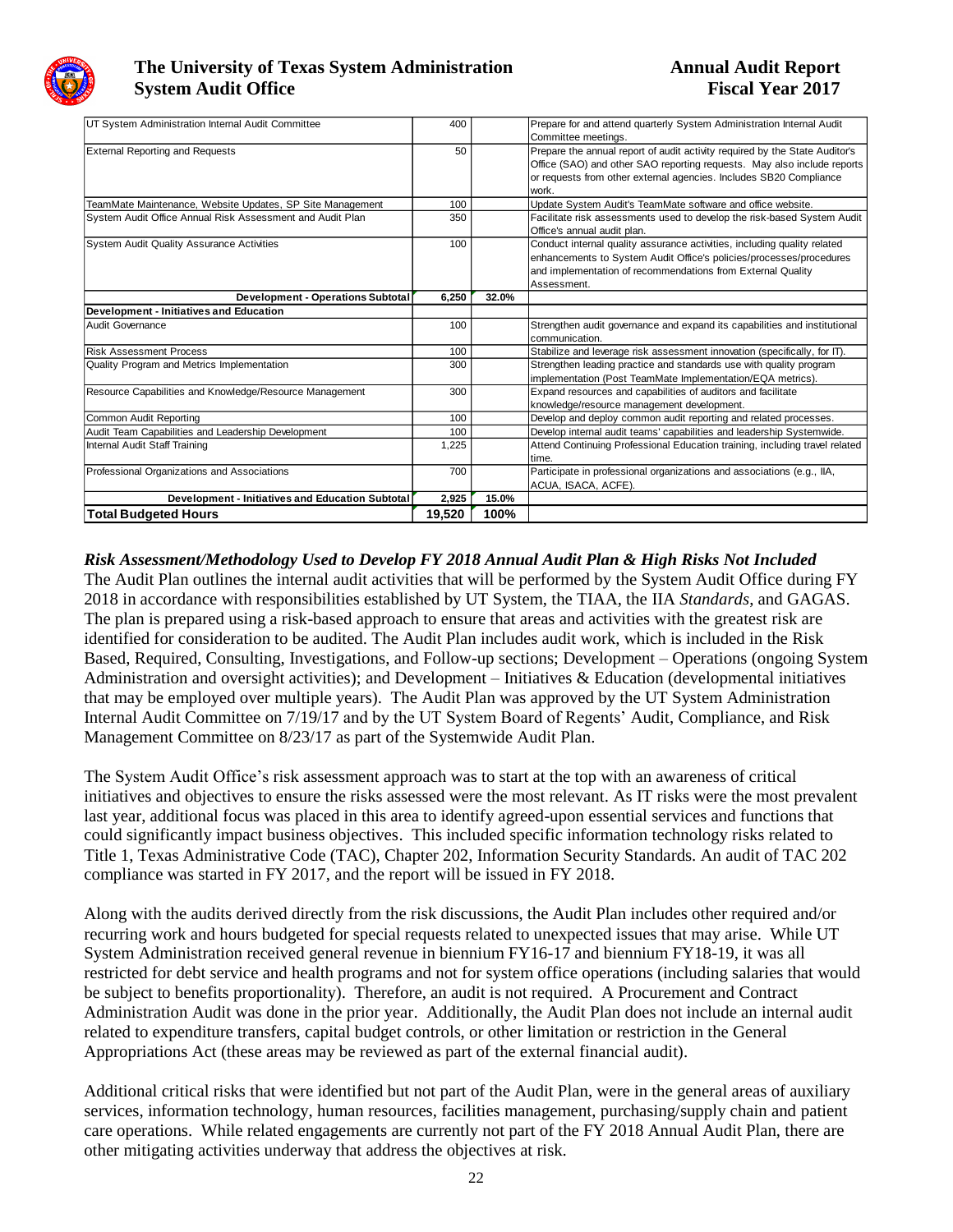| | | | |
|---|---|---|---|
| UT System Administration Internal Audit Committee | 400 | | Prepare for and attend quarterly System Administration Internal Audit Committee meetings. |
| External Reporting and Requests | 50 | | Prepare the annual report of audit activity required by the State Auditor's Office (SAO) and other SAO reporting requests. May also include reports or requests from other external agencies. Includes SB20 Compliance work. |
| TeamMate Maintenance, Website Updates, SP Site Management | 100 | | Update System Audit's TeamMate software and office website. |
| System Audit Office Annual Risk Assessment and Audit Plan | 350 | | Facilitate risk assessments used to develop the risk-based System Audit Office's annual audit plan. |
| System Audit Quality Assurance Activities | 100 | | Conduct internal quality assurance activities, including quality related enhancements to System Audit Office's policies/processes/procedures and implementation of recommendations from External Quality Assessment. |
| **Development - Operations Subtotal** | **6,250** | **32.0%** | |
| **Development - Initiatives and Education** | | | |
| Audit Governance | 100 | | Strengthen audit governance and expand its capabilities and institutional communication. |
| Risk Assessment Process | 100 | | Stabilize and leverage risk assessment innovation (specifically, for IT). |
| Quality Program and Metrics Implementation | 300 | | Strengthen leading practice and standards use with quality program implementation (Post TeamMate Implementation/EQA metrics). |
| Resource Capabilities and Knowledge/Resource Management | 300 | | Expand resources and capabilities of auditors and facilitate knowledge/resource management development. |
| Common Audit Reporting | 100 | | Develop and deploy common audit reporting and related processes. |
| Audit Team Capabilities and Leadership Development | 100 | | Develop internal audit teams' capabilities and leadership Systemwide. |
| Internal Audit Staff Training | 1,225 | | Attend Continuing Professional Education training, including travel related time. |
| Professional Organizations and Associations | 700 | | Participate in professional organizations and associations (e.g., IIA, ACUA, ISACA, ACFE). |
| **Development - Initiatives and Education Subtotal** | **2,925** | **15.0%** | |
| **Total Budgeted Hours** | **19,520** | **100%** | |

### *Risk Assessment/Methodology Used to Develop FY 2018 Annual Audit Plan & High Risks Not Included*

The Audit Plan outlines the internal audit activities that will be performed by the System Audit Office during FY 2018 in accordance with responsibilities established by UT System, the TIAA, the IIA *Standards*, and GAGAS. The plan is prepared using a risk-based approach to ensure that areas and activities with the greatest risk are identified for consideration to be audited. The Audit Plan includes audit work, which is included in the Risk Based, Required, Consulting, Investigations, and Follow-up sections; Development – Operations (ongoing System Administration and oversight activities); and Development – Initiatives & Education (developmental initiatives that may be employed over multiple years). The Audit Plan was approved by the UT System Administration Internal Audit Committee on 7/19/17 and by the UT System Board of Regents' Audit, Compliance, and Risk Management Committee on 8/23/17 as part of the Systemwide Audit Plan.

The System Audit Office's risk assessment approach was to start at the top with an awareness of critical initiatives and objectives to ensure the risks assessed were the most relevant. As IT risks were the most prevalent last year, additional focus was placed in this area to identify agreed-upon essential services and functions that could significantly impact business objectives. This included specific information technology risks related to Title 1, Texas Administrative Code (TAC), Chapter 202, Information Security Standards. An audit of TAC 202 compliance was started in FY 2017, and the report will be issued in FY 2018.

Along with the audits derived directly from the risk discussions, the Audit Plan includes other required and/or recurring work and hours budgeted for special requests related to unexpected issues that may arise. While UT System Administration received general revenue in biennium FY16-17 and biennium FY18-19, it was all restricted for debt service and health programs and not for system office operations (including salaries that would be subject to benefits proportionality). Therefore, an audit is not required. A Procurement and Contract Administration Audit was done in the prior year. Additionally, the Audit Plan does not include an internal audit related to expenditure transfers, capital budget controls, or other limitation or restriction in the General Appropriations Act (these areas may be reviewed as part of the external financial audit).

Additional critical risks that were identified but not part of the Audit Plan, were in the general areas of auxiliary services, information technology, human resources, facilities management, purchasing/supply chain and patient care operations. While related engagements are currently not part of the FY 2018 Annual Audit Plan, there are other mitigating activities underway that address the objectives at risk.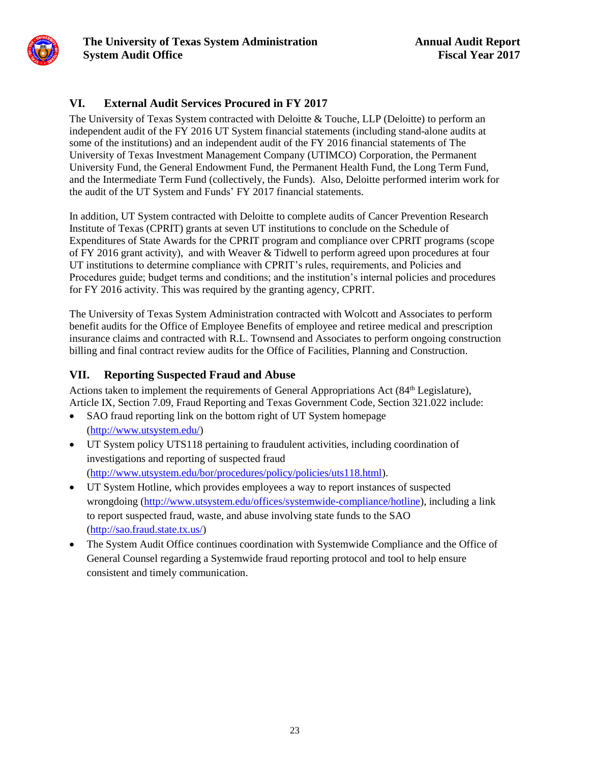## VI. External Audit Services Procured in FY 2017

The University of Texas System contracted with Deloitte & Touche, LLP (Deloitte) to perform an independent audit of the FY 2016 UT System financial statements (including stand-alone audits at some of the institutions) and an independent audit of the FY 2016 financial statements of The University of Texas Investment Management Company (UTIMCO) Corporation, the Permanent University Fund, the General Endowment Fund, the Permanent Health Fund, the Long Term Fund, and the Intermediate Term Fund (collectively, the Funds). Also, Deloitte performed interim work for the audit of the UT System and Funds' FY 2017 financial statements.

In addition, UT System contracted with Deloitte to complete audits of Cancer Prevention Research Institute of Texas (CPRIT) grants at seven UT institutions to conclude on the Schedule of Expenditures of State Awards for the CPRIT program and compliance over CPRIT programs (scope of FY 2016 grant activity), and with Weaver & Tidwell to perform agreed upon procedures at four UT institutions to determine compliance with CPRIT's rules, requirements, and Policies and Procedures guide; budget terms and conditions; and the institution's internal policies and procedures for FY 2016 activity. This was required by the granting agency, CPRIT.

The University of Texas System Administration contracted with Wolcott and Associates to perform benefit audits for the Office of Employee Benefits of employee and retiree medical and prescription insurance claims and contracted with R.L. Townsend and Associates to perform ongoing construction billing and final contract review audits for the Office of Facilities, Planning and Construction.

## VII. Reporting Suspected Fraud and Abuse

Actions taken to implement the requirements of General Appropriations Act (84th Legislature), Article IX, Section 7.09, Fraud Reporting and Texas Government Code, Section 321.022 include:

- SAO fraud reporting link on the bottom right of UT System homepage (http://www.utsystem.edu/)
- UT System policy UTS118 pertaining to fraudulent activities, including coordination of investigations and reporting of suspected fraud (http://www.utsystem.edu/bor/procedures/policy/policies/uts118.html).
- UT System Hotline, which provides employees a way to report instances of suspected wrongdoing (http://www.utsystem.edu/offices/systemwide-compliance/hotline), including a link to report suspected fraud, waste, and abuse involving state funds to the SAO (http://sao.fraud.state.tx.us/)
- The System Audit Office continues coordination with Systemwide Compliance and the Office of General Counsel regarding a Systemwide fraud reporting protocol and tool to help ensure consistent and timely communication.